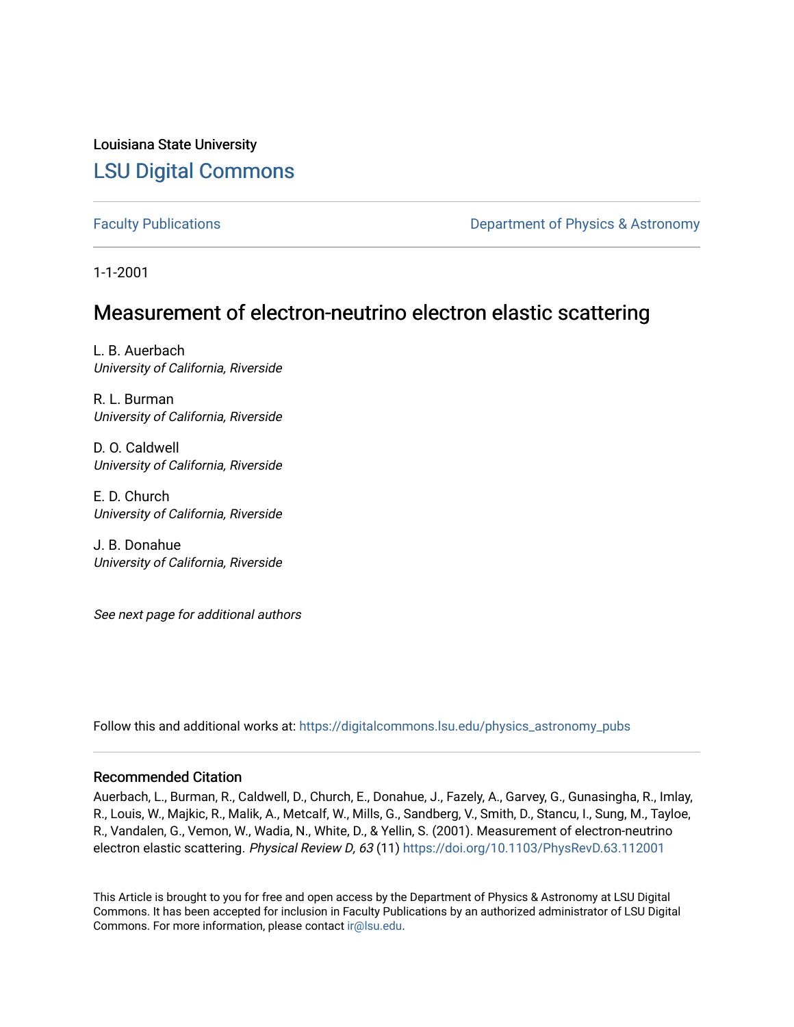Louisiana State University

# LSU Digital Commons

Faculty Publications

Department of Physics & Astronomy

1-1-2001

## Measurement of electron-neutrino electron elastic scattering

L. B. Auerbach
*University of California, Riverside*

R. L. Burman
*University of California, Riverside*

D. O. Caldwell
*University of California, Riverside*

E. D. Church
*University of California, Riverside*

J. B. Donahue
*University of California, Riverside*

*See next page for additional authors*

Follow this and additional works at: https://digitalcommons.lsu.edu/physics_astronomy_pubs

### Recommended Citation

Auerbach, L., Burman, R., Caldwell, D., Church, E., Donahue, J., Fazely, A., Garvey, G., Gunasingha, R., Imlay, R., Louis, W., Majkic, R., Malik, A., Metcalf, W., Mills, G., Sandberg, V., Smith, D., Stancu, I., Sung, M., Tayloe, R., Vandalen, G., Vemon, W., Wadia, N., White, D., & Yellin, S. (2001). Measurement of electron-neutrino electron elastic scattering. *Physical Review D, 63* (11) https://doi.org/10.1103/PhysRevD.63.112001

This Article is brought to you for free and open access by the Department of Physics & Astronomy at LSU Digital Commons. It has been accepted for inclusion in Faculty Publications by an authorized administrator of LSU Digital Commons. For more information, please contact ir@lsu.edu.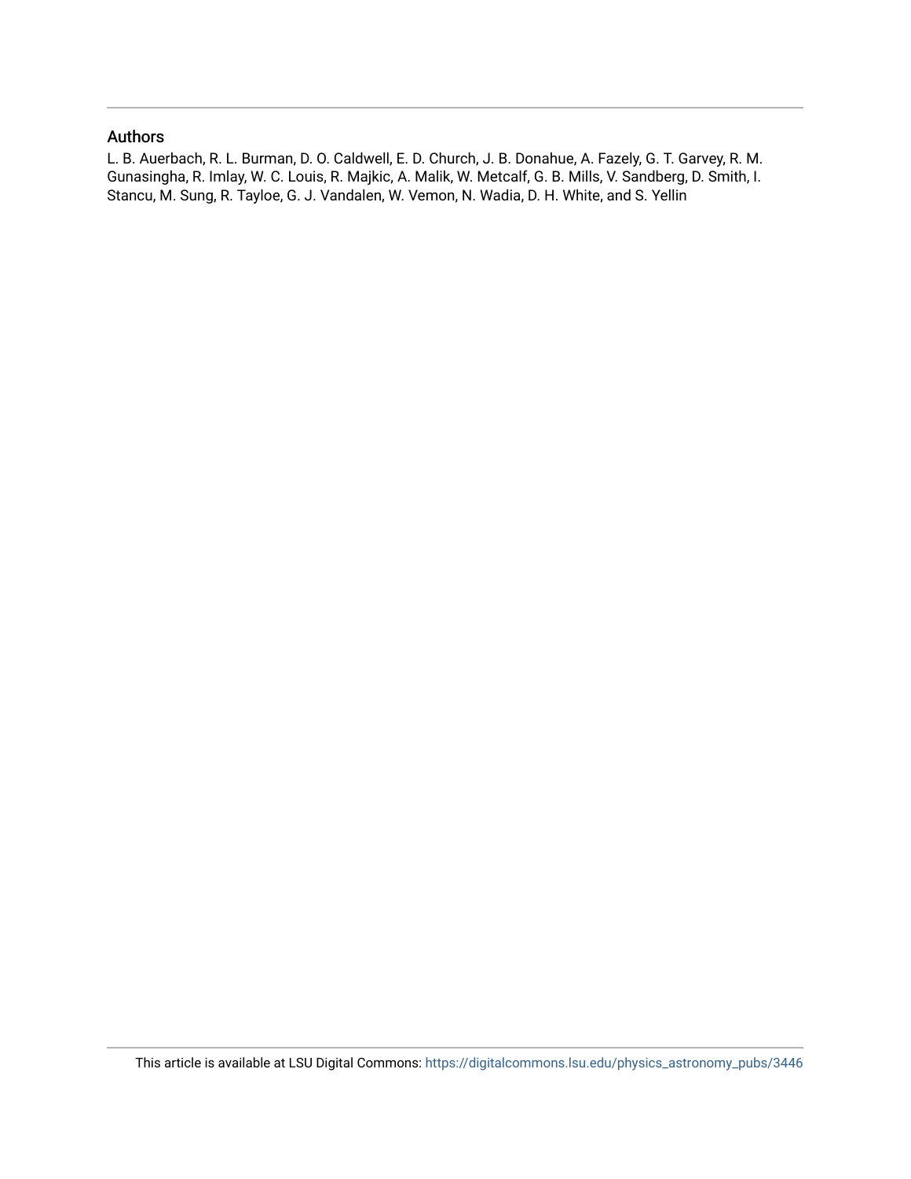## Authors

L. B. Auerbach, R. L. Burman, D. O. Caldwell, E. D. Church, J. B. Donahue, A. Fazely, G. T. Garvey, R. M. Gunasingha, R. Imlay, W. C. Louis, R. Majkic, A. Malik, W. Metcalf, G. B. Mills, V. Sandberg, D. Smith, I. Stancu, M. Sung, R. Tayloe, G. J. Vandalen, W. Vemon, N. Wadia, D. H. White, and S. Yellin

This article is available at LSU Digital Commons: https://digitalcommons.lsu.edu/physics_astronomy_pubs/3446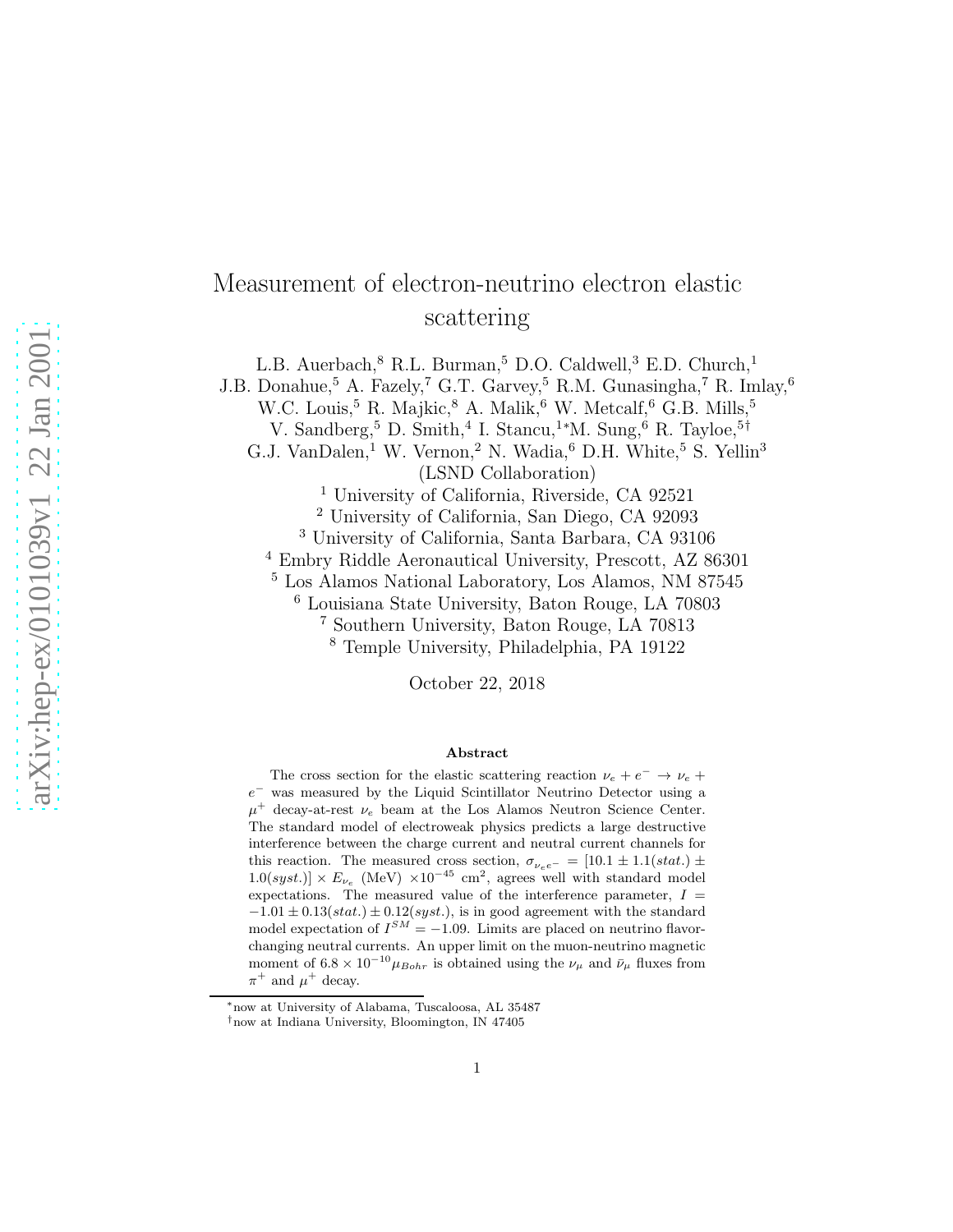# Measurement of electron-neutrino electron elastic scattering

L.B. Auerbach,[8] R.L. Burman,[5] D.O. Caldwell,[3] E.D. Church,[1] J.B. Donahue,[5] A. Fazely,[7] G.T. Garvey,[5] R.M. Gunasingha,[7] R. Imlay,[6] W.C. Louis,[5] R. Majkic,[8] A. Malik,[6] W. Metcalf,[6] G.B. Mills,[5] V. Sandberg,[5] D. Smith,[4] I. Stancu,[1*] M. Sung,[6] R. Tayloe,[5†] G.J. VanDalen,[1] W. Vernon,[2] N. Wadia,[6] D.H. White,[5] S. Yellin[3]

(LSND Collaboration)

[1] University of California, Riverside, CA 92521
[2] University of California, San Diego, CA 92093
[3] University of California, Santa Barbara, CA 93106
[4] Embry Riddle Aeronautical University, Prescott, AZ 86301
[5] Los Alamos National Laboratory, Los Alamos, NM 87545
[6] Louisiana State University, Baton Rouge, LA 70803
[7] Southern University, Baton Rouge, LA 70813
[8] Temple University, Philadelphia, PA 19122

October 22, 2018

## Abstract

The cross section for the elastic scattering reaction $\nu_e + e^- \rightarrow \nu_e + e^-$ was measured by the Liquid Scintillator Neutrino Detector using a $\mu^+$ decay-at-rest $\nu_e$ beam at the Los Alamos Neutron Science Center. The standard model of electroweak physics predicts a large destructive interference between the charge current and neutral current channels for this reaction. The measured cross section, $\sigma_{\nu_e e^-} = [10.1 \pm 1.1(stat.) \pm 1.0(syst.)] \times E_{\nu_e}$ (MeV) $\times 10^{-45}$ cm$^2$, agrees well with standard model expectations. The measured value of the interference parameter, $I = -1.01 \pm 0.13(stat.) \pm 0.12(syst.)$, is in good agreement with the standard model expectation of $I^{SM} = -1.09$. Limits are placed on neutrino flavor-changing neutral currents. An upper limit on the muon-neutrino magnetic moment of $6.8 \times 10^{-10}\mu_{Bohr}$ is obtained using the $\nu_\mu$ and $\bar{\nu}_\mu$ fluxes from $\pi^+$ and $\mu^+$ decay.

---

*now at University of Alabama, Tuscaloosa, AL 35487
†now at Indiana University, Bloomington, IN 47405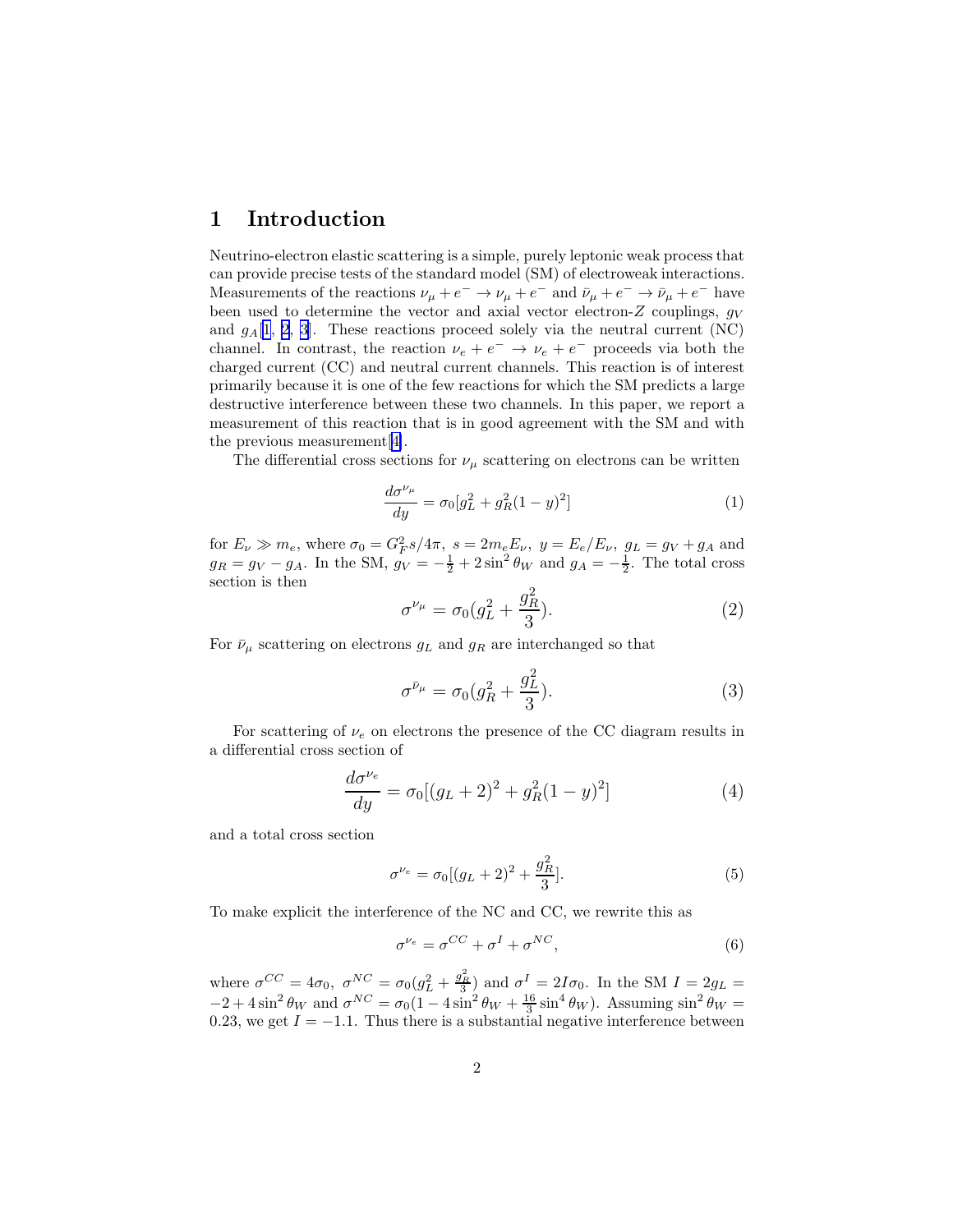## 1 Introduction

Neutrino-electron elastic scattering is a simple, purely leptonic weak process that can provide precise tests of the standard model (SM) of electroweak interactions. Measurements of the reactions $\nu_\mu + e^- \to \nu_\mu + e^-$ and $\bar{\nu}_\mu + e^- \to \bar{\nu}_\mu + e^-$ have been used to determine the vector and axial vector electron-$Z$ couplings, $g_V$ and $g_A$[1, 2, 3]. These reactions proceed solely via the neutral current (NC) channel. In contrast, the reaction $\nu_e + e^- \to \nu_e + e^-$ proceeds via both the charged current (CC) and neutral current channels. This reaction is of interest primarily because it is one of the few reactions for which the SM predicts a large destructive interference between these two channels. In this paper, we report a measurement of this reaction that is in good agreement with the SM and with the previous measurement[4].

The differential cross sections for $\nu_\mu$ scattering on electrons can be written

$$\frac{d\sigma^{\nu_\mu}}{dy} = \sigma_0[g_L^2 + g_R^2(1-y)^2] \tag{1}$$

for $E_\nu \gg m_e$, where $\sigma_0 = G_F^2 s/4\pi$, $s = 2m_e E_\nu$, $y = E_e/E_\nu$, $g_L = g_V + g_A$ and $g_R = g_V - g_A$. In the SM, $g_V = -\frac{1}{2} + 2\sin^2\theta_W$ and $g_A = -\frac{1}{2}$. The total cross section is then

$$\sigma^{\nu_\mu} = \sigma_0(g_L^2 + \frac{g_R^2}{3}). \tag{2}$$

For $\bar{\nu}_\mu$ scattering on electrons $g_L$ and $g_R$ are interchanged so that

$$\sigma^{\bar{\nu}_\mu} = \sigma_0(g_R^2 + \frac{g_L^2}{3}). \tag{3}$$

For scattering of $\nu_e$ on electrons the presence of the CC diagram results in a differential cross section of

$$\frac{d\sigma^{\nu_e}}{dy} = \sigma_0[(g_L+2)^2 + g_R^2(1-y)^2] \tag{4}$$

and a total cross section

$$\sigma^{\nu_e} = \sigma_0[(g_L+2)^2 + \frac{g_R^2}{3}]. \tag{5}$$

To make explicit the interference of the NC and CC, we rewrite this as

$$\sigma^{\nu_e} = \sigma^{CC} + \sigma^I + \sigma^{NC}, \tag{6}$$

where $\sigma^{CC} = 4\sigma_0$, $\sigma^{NC} = \sigma_0(g_L^2 + \frac{g_R^2}{3})$ and $\sigma^I = 2I\sigma_0$. In the SM $I = 2g_L = -2 + 4\sin^2\theta_W$ and $\sigma^{NC} = \sigma_0(1 - 4\sin^2\theta_W + \frac{16}{3}\sin^4\theta_W)$. Assuming $\sin^2\theta_W = 0.23$, we get $I = -1.1$. Thus there is a substantial negative interference between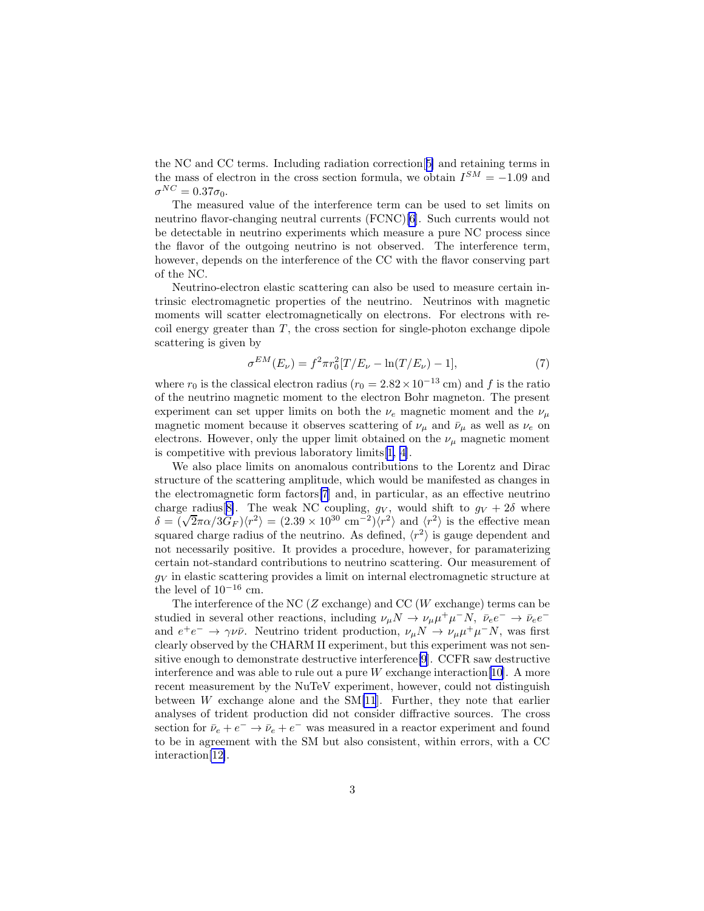the NC and CC terms. Including radiation correction[5] and retaining terms in the mass of electron in the cross section formula, we obtain $I^{SM} = -1.09$ and $\sigma^{NC} = 0.37\sigma_0$.

The measured value of the interference term can be used to set limits on neutrino flavor-changing neutral currents (FCNC)[6]. Such currents would not be detectable in neutrino experiments which measure a pure NC process since the flavor of the outgoing neutrino is not observed. The interference term, however, depends on the interference of the CC with the flavor conserving part of the NC.

Neutrino-electron elastic scattering can also be used to measure certain intrinsic electromagnetic properties of the neutrino. Neutrinos with magnetic moments will scatter electromagnetically on electrons. For electrons with recoil energy greater than $T$, the cross section for single-photon exchange dipole scattering is given by

$$\sigma^{EM}(E_\nu) = f^2 \pi r_0^2 [T/E_\nu - \ln(T/E_\nu) - 1], \tag{7}$$

where $r_0$ is the classical electron radius ($r_0 = 2.82 \times 10^{-13}$ cm) and $f$ is the ratio of the neutrino magnetic moment to the electron Bohr magneton. The present experiment can set upper limits on both the $\nu_e$ magnetic moment and the $\nu_\mu$ magnetic moment because it observes scattering of $\nu_\mu$ and $\bar{\nu}_\mu$ as well as $\nu_e$ on electrons. However, only the upper limit obtained on the $\nu_\mu$ magnetic moment is competitive with previous laboratory limits[1, 4].

We also place limits on anomalous contributions to the Lorentz and Dirac structure of the scattering amplitude, which would be manifested as changes in the electromagnetic form factors[7] and, in particular, as an effective neutrino charge radius[8]. The weak NC coupling, $g_V$, would shift to $g_V + 2\delta$ where $\delta = (\sqrt{2}\pi\alpha/3G_F)\langle r^2 \rangle = (2.39 \times 10^{30} \text{ cm}^{-2})\langle r^2 \rangle$ and $\langle r^2 \rangle$ is the effective mean squared charge radius of the neutrino. As defined, $\langle r^2 \rangle$ is gauge dependent and not necessarily positive. It provides a procedure, however, for paramaterizing certain not-standard contributions to neutrino scattering. Our measurement of $g_V$ in elastic scattering provides a limit on internal electromagnetic structure at the level of $10^{-16}$ cm.

The interference of the NC ($Z$ exchange) and CC ($W$ exchange) terms can be studied in several other reactions, including $\nu_\mu N \to \nu_\mu \mu^+ \mu^- N$, $\bar{\nu}_e e^- \to \bar{\nu}_e e^-$ and $e^+ e^- \to \gamma \nu \bar{\nu}$. Neutrino trident production, $\nu_\mu N \to \nu_\mu \mu^+ \mu^- N$, was first clearly observed by the CHARM II experiment, but this experiment was not sensitive enough to demonstrate destructive interference[9]. CCFR saw destructive interference and was able to rule out a pure $W$ exchange interaction[10]. A more recent measurement by the NuTeV experiment, however, could not distinguish between $W$ exchange alone and the SM[11]. Further, they note that earlier analyses of trident production did not consider diffractive sources. The cross section for $\bar{\nu}_e + e^- \to \bar{\nu}_e + e^-$ was measured in a reactor experiment and found to be in agreement with the SM but also consistent, within errors, with a CC interaction[12].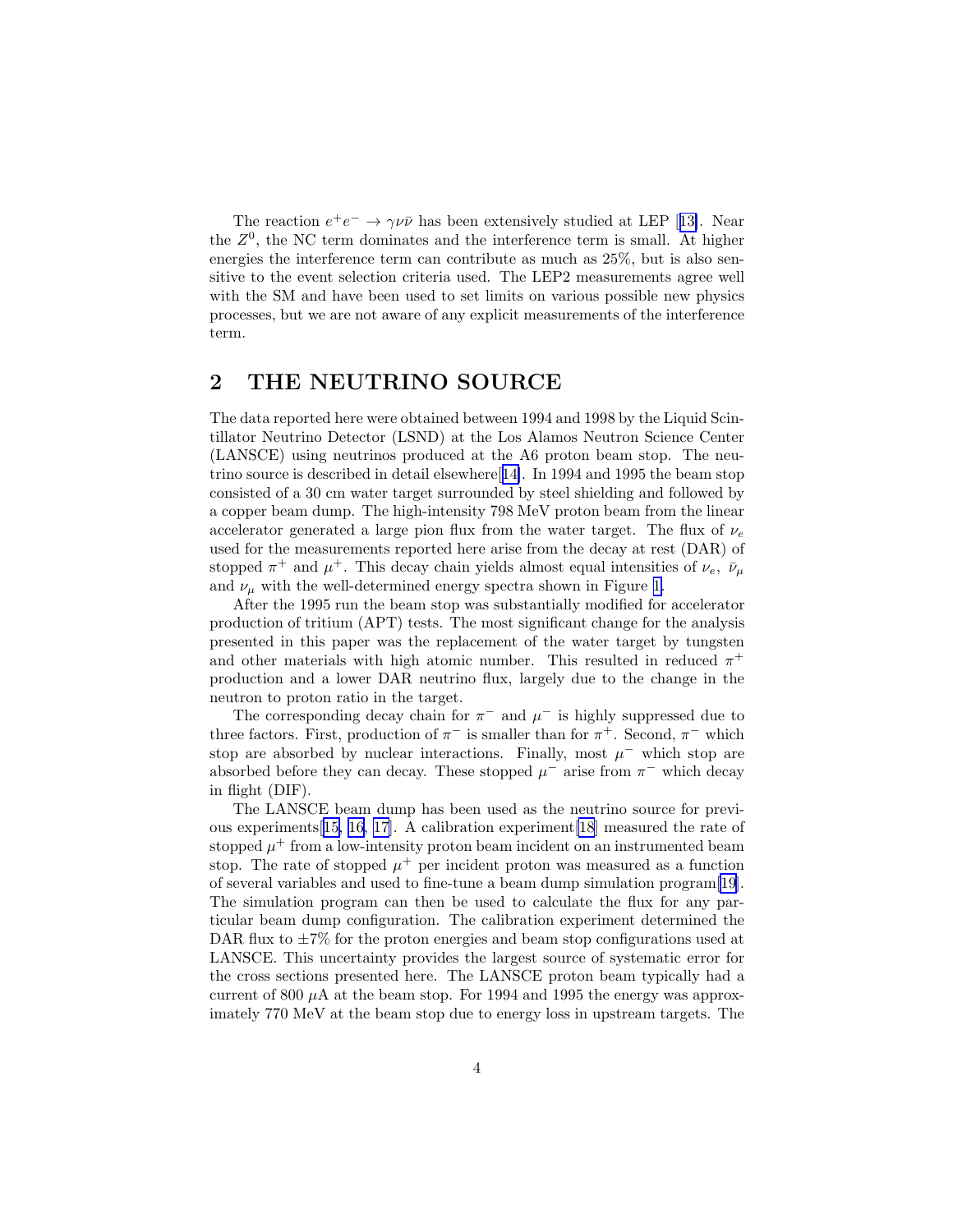The reaction $e^+e^- \rightarrow \gamma\nu\bar{\nu}$ has been extensively studied at LEP [13]. Near the $Z^0$, the NC term dominates and the interference term is small. At higher energies the interference term can contribute as much as 25%, but is also sensitive to the event selection criteria used. The LEP2 measurements agree well with the SM and have been used to set limits on various possible new physics processes, but we are not aware of any explicit measurements of the interference term.

## 2 THE NEUTRINO SOURCE

The data reported here were obtained between 1994 and 1998 by the Liquid Scintillator Neutrino Detector (LSND) at the Los Alamos Neutron Science Center (LANSCE) using neutrinos produced at the A6 proton beam stop. The neutrino source is described in detail elsewhere[14]. In 1994 and 1995 the beam stop consisted of a 30 cm water target surrounded by steel shielding and followed by a copper beam dump. The high-intensity 798 MeV proton beam from the linear accelerator generated a large pion flux from the water target. The flux of $\nu_e$ used for the measurements reported here arise from the decay at rest (DAR) of stopped $\pi^+$ and $\mu^+$. This decay chain yields almost equal intensities of $\nu_e$, $\bar{\nu}_\mu$ and $\nu_\mu$ with the well-determined energy spectra shown in Figure 1.

After the 1995 run the beam stop was substantially modified for accelerator production of tritium (APT) tests. The most significant change for the analysis presented in this paper was the replacement of the water target by tungsten and other materials with high atomic number. This resulted in reduced $\pi^+$ production and a lower DAR neutrino flux, largely due to the change in the neutron to proton ratio in the target.

The corresponding decay chain for $\pi^-$ and $\mu^-$ is highly suppressed due to three factors. First, production of $\pi^-$ is smaller than for $\pi^+$. Second, $\pi^-$ which stop are absorbed by nuclear interactions. Finally, most $\mu^-$ which stop are absorbed before they can decay. These stopped $\mu^-$ arise from $\pi^-$ which decay in flight (DIF).

The LANSCE beam dump has been used as the neutrino source for previous experiments[15, 16, 17]. A calibration experiment[18] measured the rate of stopped $\mu^+$ from a low-intensity proton beam incident on an instrumented beam stop. The rate of stopped $\mu^+$ per incident proton was measured as a function of several variables and used to fine-tune a beam dump simulation program[19]. The simulation program can then be used to calculate the flux for any particular beam dump configuration. The calibration experiment determined the DAR flux to $\pm 7\%$ for the proton energies and beam stop configurations used at LANSCE. This uncertainty provides the largest source of systematic error for the cross sections presented here. The LANSCE proton beam typically had a current of 800 $\mu$A at the beam stop. For 1994 and 1995 the energy was approximately 770 MeV at the beam stop due to energy loss in upstream targets. The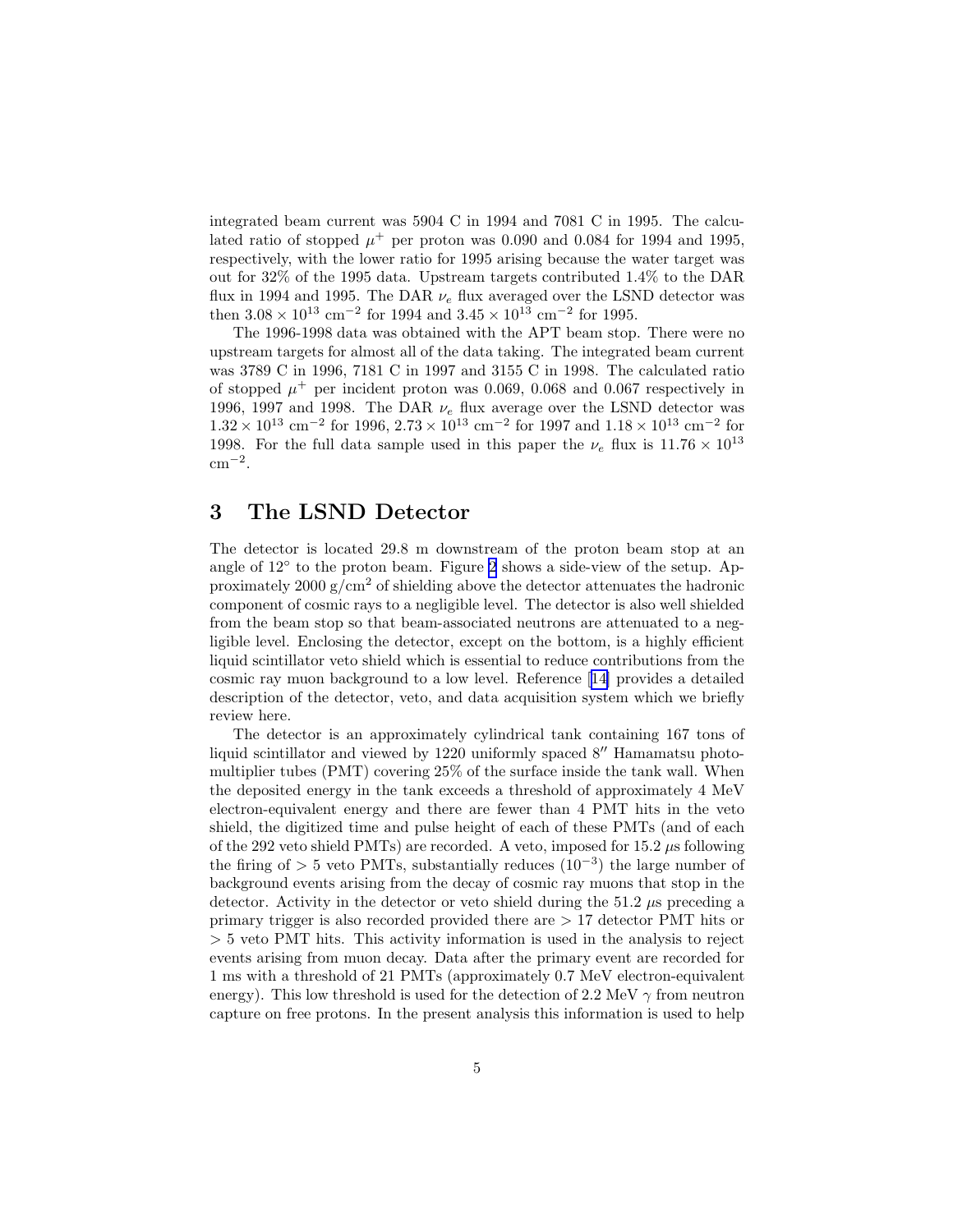integrated beam current was 5904 C in 1994 and 7081 C in 1995. The calculated ratio of stopped $\mu^+$ per proton was 0.090 and 0.084 for 1994 and 1995, respectively, with the lower ratio for 1995 arising because the water target was out for 32% of the 1995 data. Upstream targets contributed 1.4% to the DAR flux in 1994 and 1995. The DAR $\nu_e$ flux averaged over the LSND detector was then $3.08 \times 10^{13}$ cm$^{-2}$ for 1994 and $3.45 \times 10^{13}$ cm$^{-2}$ for 1995.

The 1996-1998 data was obtained with the APT beam stop. There were no upstream targets for almost all of the data taking. The integrated beam current was 3789 C in 1996, 7181 C in 1997 and 3155 C in 1998. The calculated ratio of stopped $\mu^+$ per incident proton was 0.069, 0.068 and 0.067 respectively in 1996, 1997 and 1998. The DAR $\nu_e$ flux average over the LSND detector was $1.32 \times 10^{13}$ cm$^{-2}$ for 1996, $2.73 \times 10^{13}$ cm$^{-2}$ for 1997 and $1.18 \times 10^{13}$ cm$^{-2}$ for 1998. For the full data sample used in this paper the $\nu_e$ flux is $11.76 \times 10^{13}$ cm$^{-2}$.

## 3 The LSND Detector

The detector is located 29.8 m downstream of the proton beam stop at an angle of 12° to the proton beam. Figure 2 shows a side-view of the setup. Approximately 2000 g/cm$^2$ of shielding above the detector attenuates the hadronic component of cosmic rays to a negligible level. The detector is also well shielded from the beam stop so that beam-associated neutrons are attenuated to a negligible level. Enclosing the detector, except on the bottom, is a highly efficient liquid scintillator veto shield which is essential to reduce contributions from the cosmic ray muon background to a low level. Reference [14] provides a detailed description of the detector, veto, and data acquisition system which we briefly review here.

The detector is an approximately cylindrical tank containing 167 tons of liquid scintillator and viewed by 1220 uniformly spaced 8″ Hamamatsu photomultiplier tubes (PMT) covering 25% of the surface inside the tank wall. When the deposited energy in the tank exceeds a threshold of approximately 4 MeV electron-equivalent energy and there are fewer than 4 PMT hits in the veto shield, the digitized time and pulse height of each of these PMTs (and of each of the 292 veto shield PMTs) are recorded. A veto, imposed for 15.2 $\mu$s following the firing of $> 5$ veto PMTs, substantially reduces ($10^{-3}$) the large number of background events arising from the decay of cosmic ray muons that stop in the detector. Activity in the detector or veto shield during the 51.2 $\mu$s preceding a primary trigger is also recorded provided there are $> 17$ detector PMT hits or $> 5$ veto PMT hits. This activity information is used in the analysis to reject events arising from muon decay. Data after the primary event are recorded for 1 ms with a threshold of 21 PMTs (approximately 0.7 MeV electron-equivalent energy). This low threshold is used for the detection of 2.2 MeV $\gamma$ from neutron capture on free protons. In the present analysis this information is used to help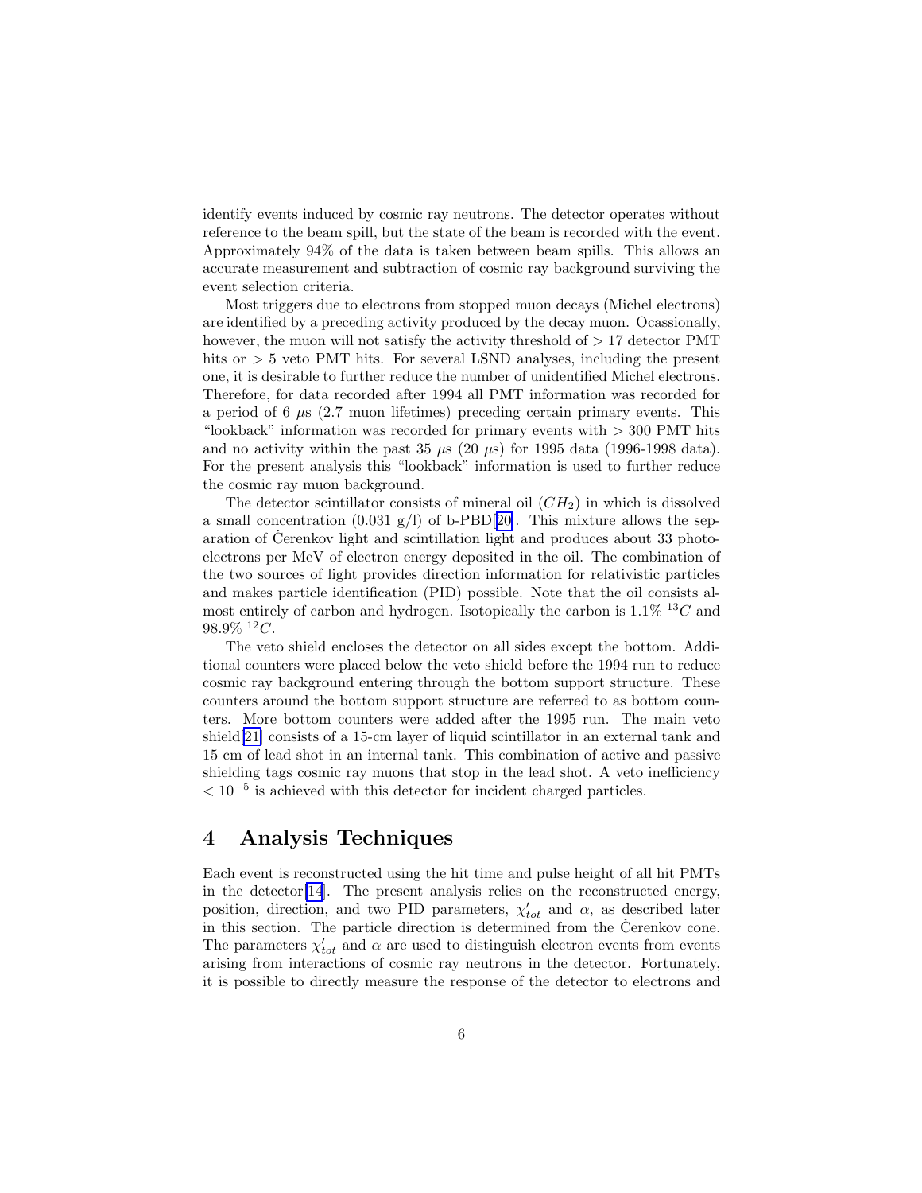identify events induced by cosmic ray neutrons. The detector operates without reference to the beam spill, but the state of the beam is recorded with the event. Approximately 94% of the data is taken between beam spills. This allows an accurate measurement and subtraction of cosmic ray background surviving the event selection criteria.

Most triggers due to electrons from stopped muon decays (Michel electrons) are identified by a preceding activity produced by the decay muon. Ocassionally, however, the muon will not satisfy the activity threshold of $> 17$ detector PMT hits or $> 5$ veto PMT hits. For several LSND analyses, including the present one, it is desirable to further reduce the number of unidentified Michel electrons. Therefore, for data recorded after 1994 all PMT information was recorded for a period of 6 $\mu$s (2.7 muon lifetimes) preceding certain primary events. This "lookback" information was recorded for primary events with $> 300$ PMT hits and no activity within the past 35 $\mu$s (20 $\mu$s) for 1995 data (1996-1998 data). For the present analysis this "lookback" information is used to further reduce the cosmic ray muon background.

The detector scintillator consists of mineral oil ($CH_2$) in which is dissolved a small concentration (0.031 g/l) of b-PBD[20]. This mixture allows the separation of Čerenkov light and scintillation light and produces about 33 photoelectrons per MeV of electron energy deposited in the oil. The combination of the two sources of light provides direction information for relativistic particles and makes particle identification (PID) possible. Note that the oil consists almost entirely of carbon and hydrogen. Isotopically the carbon is 1.1% $^{13}C$ and 98.9% $^{12}C$.

The veto shield encloses the detector on all sides except the bottom. Additional counters were placed below the veto shield before the 1994 run to reduce cosmic ray background entering through the bottom support structure. These counters around the bottom support structure are referred to as bottom counters. More bottom counters were added after the 1995 run. The main veto shield[21] consists of a 15-cm layer of liquid scintillator in an external tank and 15 cm of lead shot in an internal tank. This combination of active and passive shielding tags cosmic ray muons that stop in the lead shot. A veto inefficiency $< 10^{-5}$ is achieved with this detector for incident charged particles.

## 4 Analysis Techniques

Each event is reconstructed using the hit time and pulse height of all hit PMTs in the detector[14]. The present analysis relies on the reconstructed energy, position, direction, and two PID parameters, $\chi'_{tot}$ and $\alpha$, as described later in this section. The particle direction is determined from the Čerenkov cone. The parameters $\chi'_{tot}$ and $\alpha$ are used to distinguish electron events from events arising from interactions of cosmic ray neutrons in the detector. Fortunately, it is possible to directly measure the response of the detector to electrons and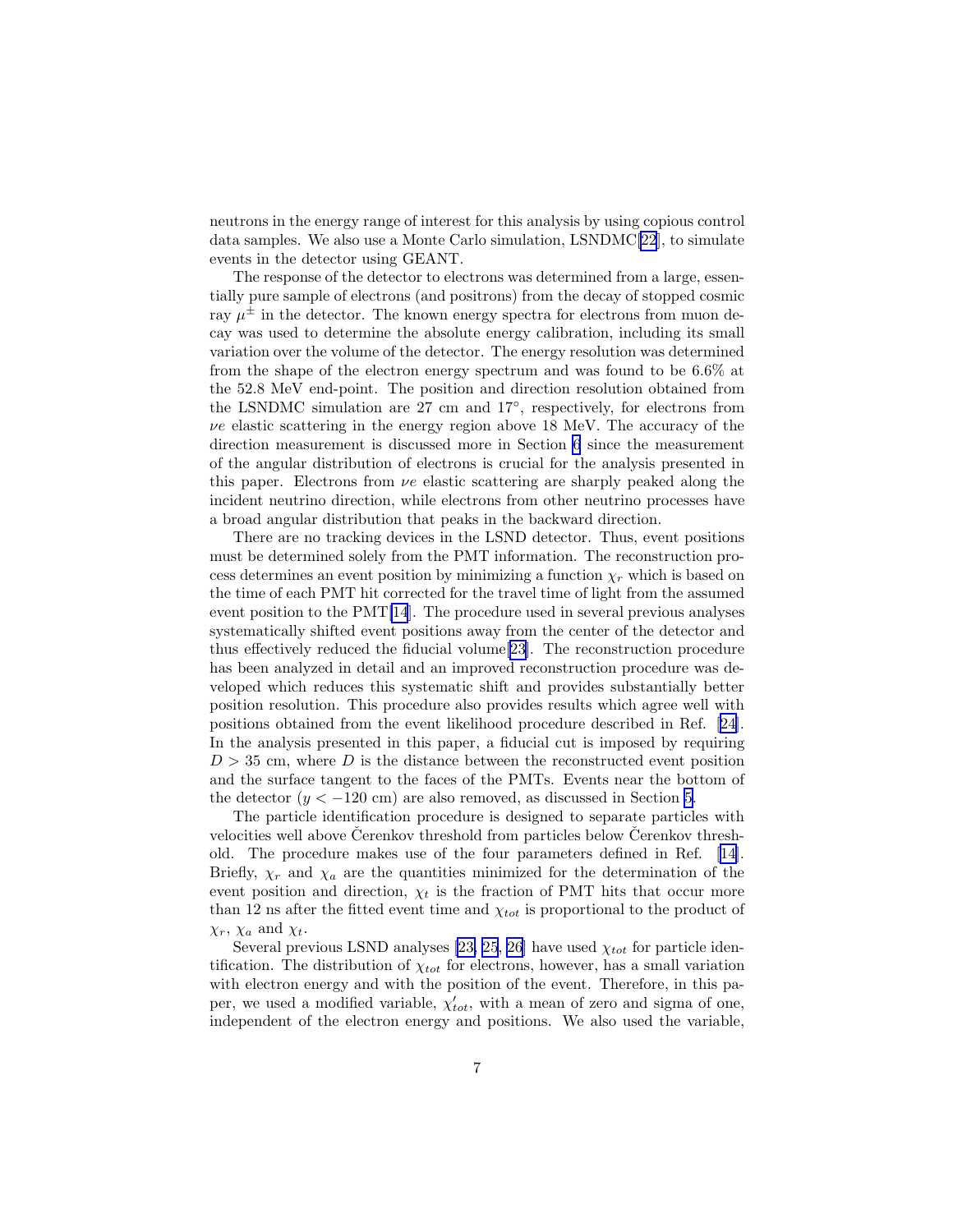neutrons in the energy range of interest for this analysis by using copious control data samples. We also use a Monte Carlo simulation, LSNDMC[22], to simulate events in the detector using GEANT.

The response of the detector to electrons was determined from a large, essentially pure sample of electrons (and positrons) from the decay of stopped cosmic ray $\mu^{\pm}$ in the detector. The known energy spectra for electrons from muon decay was used to determine the absolute energy calibration, including its small variation over the volume of the detector. The energy resolution was determined from the shape of the electron energy spectrum and was found to be 6.6% at the 52.8 MeV end-point. The position and direction resolution obtained from the LSNDMC simulation are 27 cm and 17°, respectively, for electrons from $\nu e$ elastic scattering in the energy region above 18 MeV. The accuracy of the direction measurement is discussed more in Section 6 since the measurement of the angular distribution of electrons is crucial for the analysis presented in this paper. Electrons from $\nu e$ elastic scattering are sharply peaked along the incident neutrino direction, while electrons from other neutrino processes have a broad angular distribution that peaks in the backward direction.

There are no tracking devices in the LSND detector. Thus, event positions must be determined solely from the PMT information. The reconstruction process determines an event position by minimizing a function $\chi_r$ which is based on the time of each PMT hit corrected for the travel time of light from the assumed event position to the PMT[14]. The procedure used in several previous analyses systematically shifted event positions away from the center of the detector and thus effectively reduced the fiducial volume[23]. The reconstruction procedure has been analyzed in detail and an improved reconstruction procedure was developed which reduces this systematic shift and provides substantially better position resolution. This procedure also provides results which agree well with positions obtained from the event likelihood procedure described in Ref. [24]. In the analysis presented in this paper, a fiducial cut is imposed by requiring $D > 35$ cm, where $D$ is the distance between the reconstructed event position and the surface tangent to the faces of the PMTs. Events near the bottom of the detector ($y < -120$ cm) are also removed, as discussed in Section 5.

The particle identification procedure is designed to separate particles with velocities well above Čerenkov threshold from particles below Čerenkov threshold. The procedure makes use of the four parameters defined in Ref. [14]. Briefly, $\chi_r$ and $\chi_a$ are the quantities minimized for the determination of the event position and direction, $\chi_t$ is the fraction of PMT hits that occur more than 12 ns after the fitted event time and $\chi_{tot}$ is proportional to the product of $\chi_r$, $\chi_a$ and $\chi_t$.

Several previous LSND analyses [23, 25, 26] have used $\chi_{tot}$ for particle identification. The distribution of $\chi_{tot}$ for electrons, however, has a small variation with electron energy and with the position of the event. Therefore, in this paper, we used a modified variable, $\chi'_{tot}$, with a mean of zero and sigma of one, independent of the electron energy and positions. We also used the variable,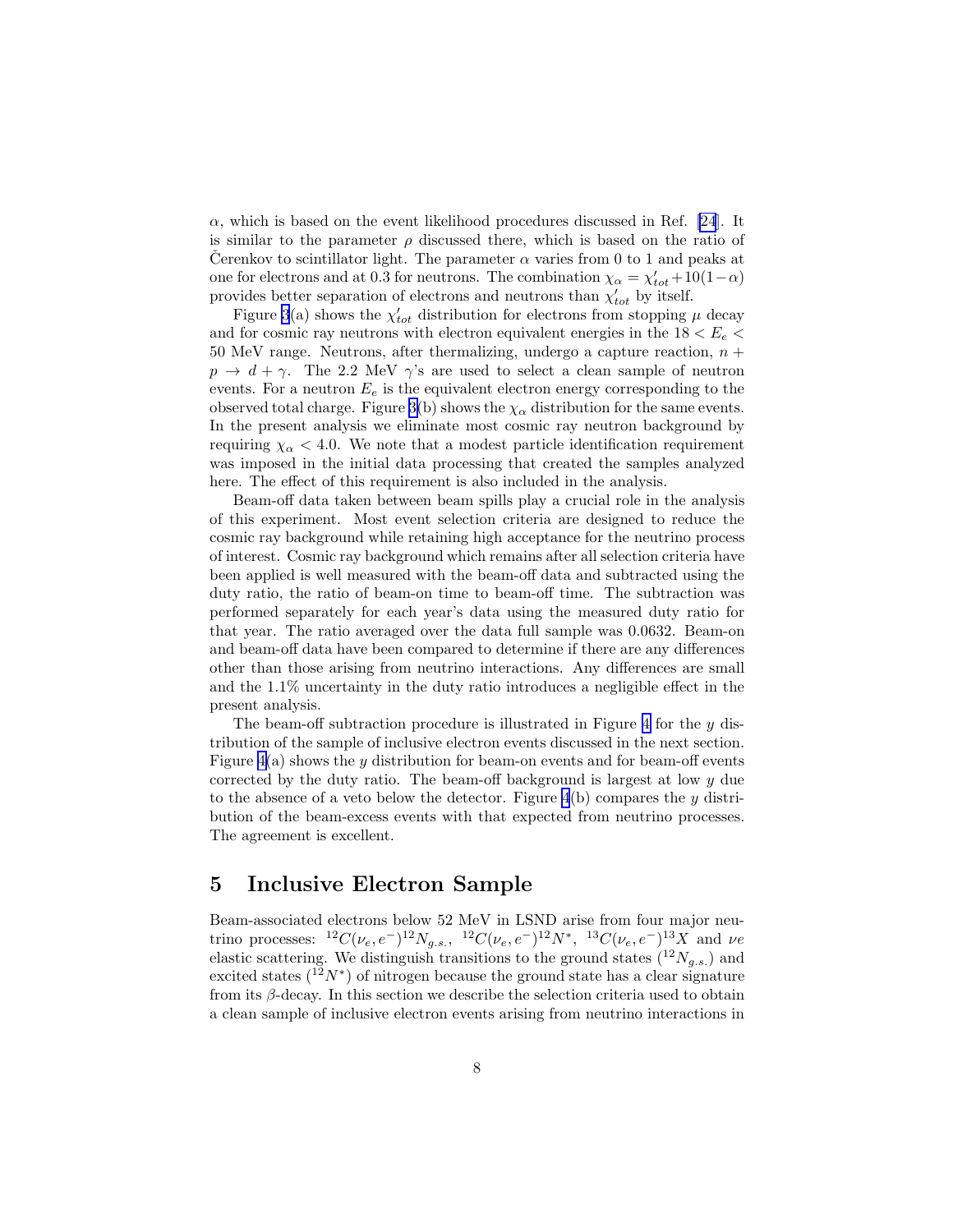$\alpha$, which is based on the event likelihood procedures discussed in Ref. [24]. It is similar to the parameter $\rho$ discussed there, which is based on the ratio of Čerenkov to scintillator light. The parameter $\alpha$ varies from 0 to 1 and peaks at one for electrons and at 0.3 for neutrons. The combination $\chi_\alpha = \chi'_{tot} + 10(1-\alpha)$ provides better separation of electrons and neutrons than $\chi'_{tot}$ by itself.

Figure 3(a) shows the $\chi'_{tot}$ distribution for electrons from stopping $\mu$ decay and for cosmic ray neutrons with electron equivalent energies in the $18 < E_e < 50$ MeV range. Neutrons, after thermalizing, undergo a capture reaction, $n + p \rightarrow d + \gamma$. The 2.2 MeV $\gamma$'s are used to select a clean sample of neutron events. For a neutron $E_e$ is the equivalent electron energy corresponding to the observed total charge. Figure 3(b) shows the $\chi_\alpha$ distribution for the same events. In the present analysis we eliminate most cosmic ray neutron background by requiring $\chi_\alpha < 4.0$. We note that a modest particle identification requirement was imposed in the initial data processing that created the samples analyzed here. The effect of this requirement is also included in the analysis.

Beam-off data taken between beam spills play a crucial role in the analysis of this experiment. Most event selection criteria are designed to reduce the cosmic ray background while retaining high acceptance for the neutrino process of interest. Cosmic ray background which remains after all selection criteria have been applied is well measured with the beam-off data and subtracted using the duty ratio, the ratio of beam-on time to beam-off time. The subtraction was performed separately for each year's data using the measured duty ratio for that year. The ratio averaged over the data full sample was 0.0632. Beam-on and beam-off data have been compared to determine if there are any differences other than those arising from neutrino interactions. Any differences are small and the 1.1% uncertainty in the duty ratio introduces a negligible effect in the present analysis.

The beam-off subtraction procedure is illustrated in Figure 4 for the $y$ distribution of the sample of inclusive electron events discussed in the next section. Figure 4(a) shows the $y$ distribution for beam-on events and for beam-off events corrected by the duty ratio. The beam-off background is largest at low $y$ due to the absence of a veto below the detector. Figure 4(b) compares the $y$ distribution of the beam-excess events with that expected from neutrino processes. The agreement is excellent.

## 5 Inclusive Electron Sample

Beam-associated electrons below 52 MeV in LSND arise from four major neutrino processes: ${}^{12}C(\nu_e, e^-){}^{12}N_{g.s.}$, ${}^{12}C(\nu_e, e^-){}^{12}N^*$, ${}^{13}C(\nu_e, e^-){}^{13}X$ and $\nu e$ elastic scattering. We distinguish transitions to the ground states (${}^{12}N_{g.s.}$) and excited states (${}^{12}N^*$) of nitrogen because the ground state has a clear signature from its $\beta$-decay. In this section we describe the selection criteria used to obtain a clean sample of inclusive electron events arising from neutrino interactions in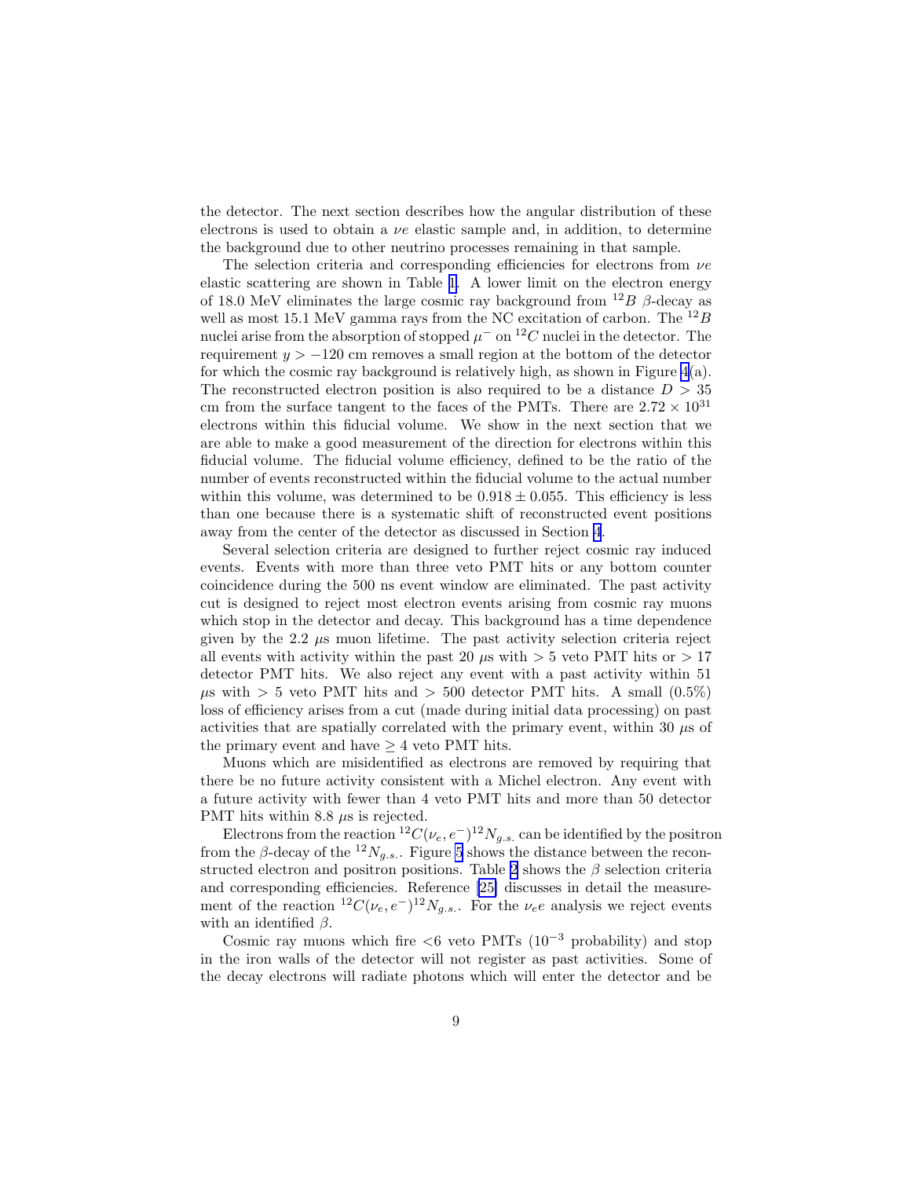the detector. The next section describes how the angular distribution of these electrons is used to obtain a $\nu e$ elastic sample and, in addition, to determine the background due to other neutrino processes remaining in that sample.

The selection criteria and corresponding efficiencies for electrons from $\nu e$ elastic scattering are shown in Table 1. A lower limit on the electron energy of 18.0 MeV eliminates the large cosmic ray background from $^{12}B$ $\beta$-decay as well as most 15.1 MeV gamma rays from the NC excitation of carbon. The $^{12}B$ nuclei arise from the absorption of stopped $\mu^-$ on $^{12}C$ nuclei in the detector. The requirement $y > -120$ cm removes a small region at the bottom of the detector for which the cosmic ray background is relatively high, as shown in Figure 4(a). The reconstructed electron position is also required to be a distance $D > 35$ cm from the surface tangent to the faces of the PMTs. There are $2.72 \times 10^{31}$ electrons within this fiducial volume. We show in the next section that we are able to make a good measurement of the direction for electrons within this fiducial volume. The fiducial volume efficiency, defined to be the ratio of the number of events reconstructed within the fiducial volume to the actual number within this volume, was determined to be $0.918 \pm 0.055$. This efficiency is less than one because there is a systematic shift of reconstructed event positions away from the center of the detector as discussed in Section 4.

Several selection criteria are designed to further reject cosmic ray induced events. Events with more than three veto PMT hits or any bottom counter coincidence during the 500 ns event window are eliminated. The past activity cut is designed to reject most electron events arising from cosmic ray muons which stop in the detector and decay. This background has a time dependence given by the 2.2 $\mu$s muon lifetime. The past activity selection criteria reject all events with activity within the past 20 $\mu$s with $> 5$ veto PMT hits or $> 17$ detector PMT hits. We also reject any event with a past activity within 51 $\mu$s with $> 5$ veto PMT hits and $> 500$ detector PMT hits. A small (0.5%) loss of efficiency arises from a cut (made during initial data processing) on past activities that are spatially correlated with the primary event, within 30 $\mu$s of the primary event and have $\geq 4$ veto PMT hits.

Muons which are misidentified as electrons are removed by requiring that there be no future activity consistent with a Michel electron. Any event with a future activity with fewer than 4 veto PMT hits and more than 50 detector PMT hits within 8.8 $\mu$s is rejected.

Electrons from the reaction $^{12}C(\nu_e, e^-)^{12}N_{g.s.}$ can be identified by the positron from the $\beta$-decay of the $^{12}N_{g.s.}$. Figure 5 shows the distance between the reconstructed electron and positron positions. Table 2 shows the $\beta$ selection criteria and corresponding efficiencies. Reference [25] discusses in detail the measurement of the reaction $^{12}C(\nu_e, e^-)^{12}N_{g.s.}$. For the $\nu_e e$ analysis we reject events with an identified $\beta$.

Cosmic ray muons which fire <6 veto PMTs ($10^{-3}$ probability) and stop in the iron walls of the detector will not register as past activities. Some of the decay electrons will radiate photons which will enter the detector and be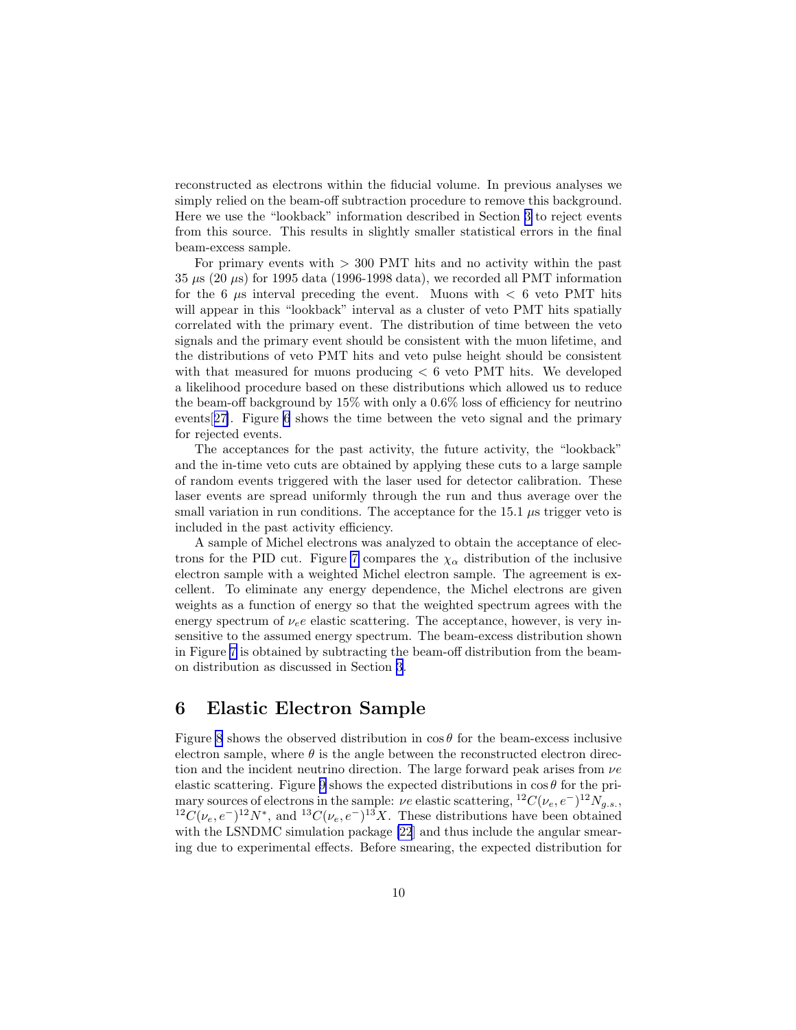reconstructed as electrons within the fiducial volume. In previous analyses we simply relied on the beam-off subtraction procedure to remove this background. Here we use the "lookback" information described in Section 3 to reject events from this source. This results in slightly smaller statistical errors in the final beam-excess sample.

For primary events with $> 300$ PMT hits and no activity within the past 35 $\mu$s (20 $\mu$s) for 1995 data (1996-1998 data), we recorded all PMT information for the 6 $\mu$s interval preceding the event. Muons with $< 6$ veto PMT hits will appear in this "lookback" interval as a cluster of veto PMT hits spatially correlated with the primary event. The distribution of time between the veto signals and the primary event should be consistent with the muon lifetime, and the distributions of veto PMT hits and veto pulse height should be consistent with that measured for muons producing $< 6$ veto PMT hits. We developed a likelihood procedure based on these distributions which allowed us to reduce the beam-off background by 15% with only a 0.6% loss of efficiency for neutrino events[27]. Figure 6 shows the time between the veto signal and the primary for rejected events.

The acceptances for the past activity, the future activity, the "lookback" and the in-time veto cuts are obtained by applying these cuts to a large sample of random events triggered with the laser used for detector calibration. These laser events are spread uniformly through the run and thus average over the small variation in run conditions. The acceptance for the 15.1 $\mu$s trigger veto is included in the past activity efficiency.

A sample of Michel electrons was analyzed to obtain the acceptance of electrons for the PID cut. Figure 7 compares the $\chi_\alpha$ distribution of the inclusive electron sample with a weighted Michel electron sample. The agreement is excellent. To eliminate any energy dependence, the Michel electrons are given weights as a function of energy so that the weighted spectrum agrees with the energy spectrum of $\nu_e e$ elastic scattering. The acceptance, however, is very insensitive to the assumed energy spectrum. The beam-excess distribution shown in Figure 7 is obtained by subtracting the beam-off distribution from the beam-on distribution as discussed in Section 3.

# 6 Elastic Electron Sample

Figure 8 shows the observed distribution in $\cos\theta$ for the beam-excess inclusive electron sample, where $\theta$ is the angle between the reconstructed electron direction and the incident neutrino direction. The large forward peak arises from $\nu e$ elastic scattering. Figure 9 shows the expected distributions in $\cos\theta$ for the primary sources of electrons in the sample: $\nu e$ elastic scattering, $^{12}C(\nu_e, e^-)^{12}N_{g.s.}$, $^{12}C(\nu_e, e^-)^{12}N^*$, and $^{13}C(\nu_e, e^-)^{13}X$. These distributions have been obtained with the LSNDMC simulation package [22] and thus include the angular smearing due to experimental effects. Before smearing, the expected distribution for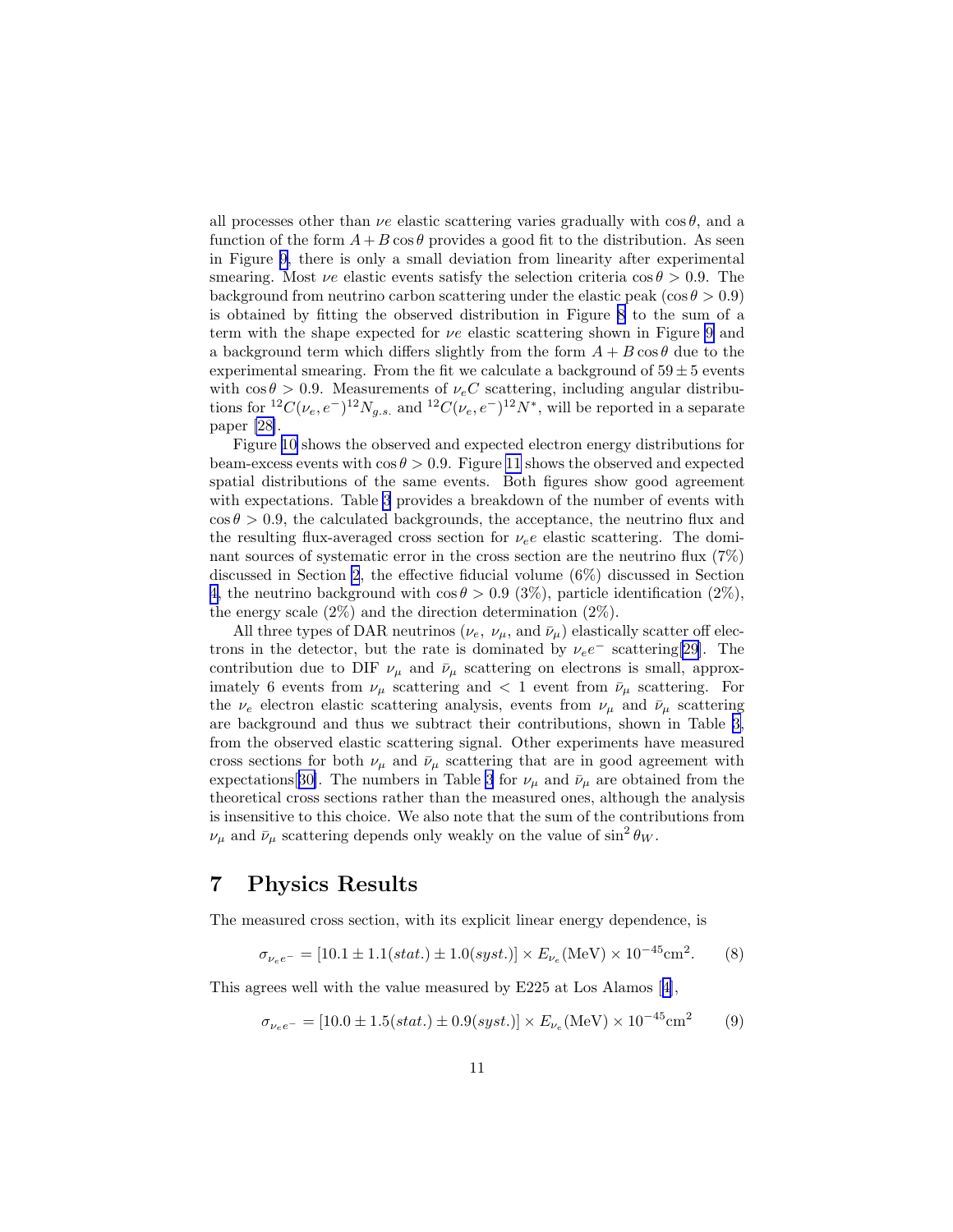all processes other than $\nu e$ elastic scattering varies gradually with $\cos\theta$, and a function of the form $A + B\cos\theta$ provides a good fit to the distribution. As seen in Figure 9, there is only a small deviation from linearity after experimental smearing. Most $\nu e$ elastic events satisfy the selection criteria $\cos\theta > 0.9$. The background from neutrino carbon scattering under the elastic peak ($\cos\theta > 0.9$) is obtained by fitting the observed distribution in Figure 8 to the sum of a term with the shape expected for $\nu e$ elastic scattering shown in Figure 9 and a background term which differs slightly from the form $A + B\cos\theta$ due to the experimental smearing. From the fit we calculate a background of $59 \pm 5$ events with $\cos\theta > 0.9$. Measurements of $\nu_e C$ scattering, including angular distributions for ${}^{12}C(\nu_e, e^-)^{12}N_{g.s.}$ and ${}^{12}C(\nu_e, e^-)^{12}N^*$, will be reported in a separate paper [28].

Figure 10 shows the observed and expected electron energy distributions for beam-excess events with $\cos\theta > 0.9$. Figure 11 shows the observed and expected spatial distributions of the same events. Both figures show good agreement with expectations. Table 3 provides a breakdown of the number of events with $\cos\theta > 0.9$, the calculated backgrounds, the acceptance, the neutrino flux and the resulting flux-averaged cross section for $\nu_e e$ elastic scattering. The dominant sources of systematic error in the cross section are the neutrino flux (7%) discussed in Section 2, the effective fiducial volume (6%) discussed in Section 4, the neutrino background with $\cos\theta > 0.9$ (3%), particle identification (2%), the energy scale (2%) and the direction determination (2%).

All three types of DAR neutrinos ($\nu_e$, $\nu_\mu$, and $\bar{\nu}_\mu$) elastically scatter off electrons in the detector, but the rate is dominated by $\nu_e e^-$ scattering[29]. The contribution due to DIF $\nu_\mu$ and $\bar{\nu}_\mu$ scattering on electrons is small, approximately 6 events from $\nu_\mu$ scattering and $< 1$ event from $\bar{\nu}_\mu$ scattering. For the $\nu_e$ electron elastic scattering analysis, events from $\nu_\mu$ and $\bar{\nu}_\mu$ scattering are background and thus we subtract their contributions, shown in Table 3, from the observed elastic scattering signal. Other experiments have measured cross sections for both $\nu_\mu$ and $\bar{\nu}_\mu$ scattering that are in good agreement with expectations[30]. The numbers in Table 3 for $\nu_\mu$ and $\bar{\nu}_\mu$ are obtained from the theoretical cross sections rather than the measured ones, although the analysis is insensitive to this choice. We also note that the sum of the contributions from $\nu_\mu$ and $\bar{\nu}_\mu$ scattering depends only weakly on the value of $\sin^2\theta_W$.

## 7 Physics Results

The measured cross section, with its explicit linear energy dependence, is

$$\sigma_{\nu_e e^-} = [10.1 \pm 1.1(stat.) \pm 1.0(syst.)] \times E_{\nu_e}(\text{MeV}) \times 10^{-45}\text{cm}^2. \qquad (8)$$

This agrees well with the value measured by E225 at Los Alamos [4],

$$\sigma_{\nu_e e^-} = [10.0 \pm 1.5(stat.) \pm 0.9(syst.)] \times E_{\nu_e}(\text{MeV}) \times 10^{-45}\text{cm}^2 \qquad (9)$$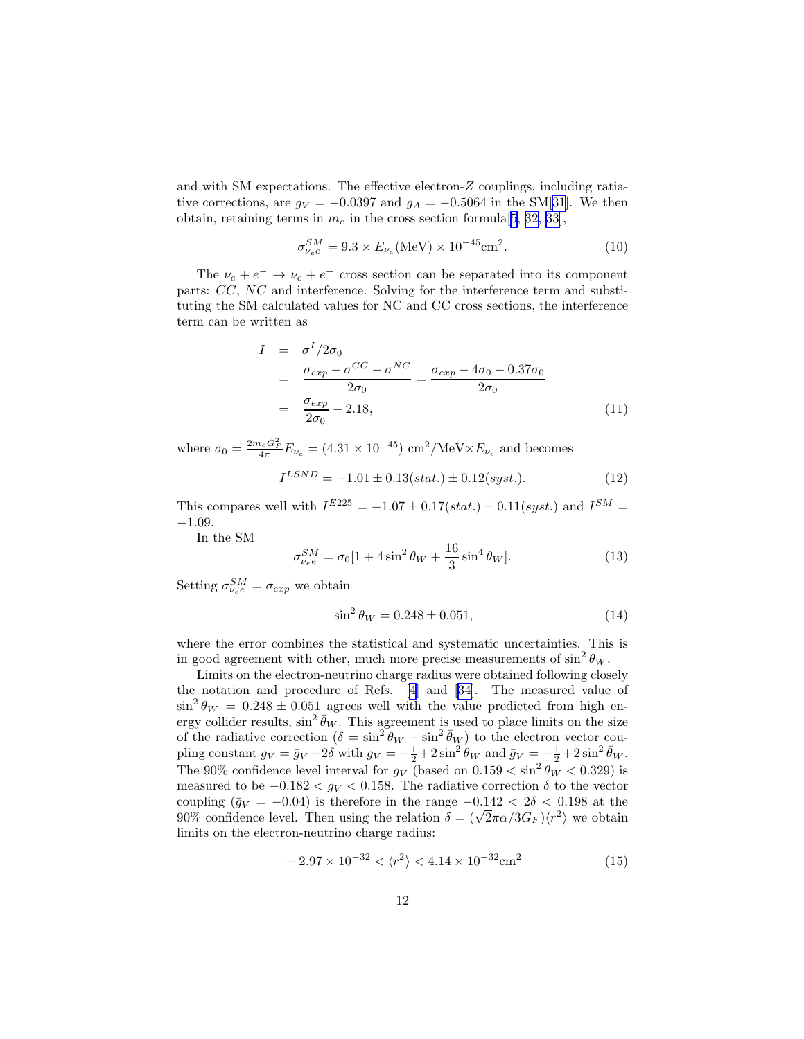and with SM expectations. The effective electron-$Z$ couplings, including ratiative corrections, are $g_V = -0.0397$ and $g_A = -0.5064$ in the SM[31]. We then obtain, retaining terms in $m_e$ in the cross section formula[5, 32, 33],

$$\sigma^{SM}_{\nu_e e} = 9.3 \times E_{\nu_e}(\text{MeV}) \times 10^{-45}\text{cm}^2. \tag{10}$$

The $\nu_e + e^- \to \nu_e + e^-$ cross section can be separated into its component parts: $CC$, $NC$ and interference. Solving for the interference term and substituting the SM calculated values for NC and CC cross sections, the interference term can be written as

$$\begin{aligned} I &= \sigma^I/2\sigma_0 \\ &= \frac{\sigma_{exp} - \sigma^{CC} - \sigma^{NC}}{2\sigma_0} = \frac{\sigma_{exp} - 4\sigma_0 - 0.37\sigma_0}{2\sigma_0} \\ &= \frac{\sigma_{exp}}{2\sigma_0} - 2.18, \end{aligned} \tag{11}$$

where $\sigma_0 = \frac{2m_e G_F^2}{4\pi} E_{\nu_e} = (4.31 \times 10^{-45})$ cm$^2$/MeV$\times E_{\nu_e}$ and becomes

$$I^{LSND} = -1.01 \pm 0.13(stat.) \pm 0.12(syst.). \tag{12}$$

This compares well with $I^{E225} = -1.07 \pm 0.17(stat.) \pm 0.11(syst.)$ and $I^{SM} = -1.09$.

In the SM

$$\sigma^{SM}_{\nu_e e} = \sigma_0[1 + 4\sin^2\theta_W + \frac{16}{3}\sin^4\theta_W]. \tag{13}$$

Setting $\sigma^{SM}_{\nu_e e} = \sigma_{exp}$ we obtain

$$\sin^2\theta_W = 0.248 \pm 0.051, \tag{14}$$

where the error combines the statistical and systematic uncertainties. This is in good agreement with other, much more precise measurements of $\sin^2\theta_W$.

Limits on the electron-neutrino charge radius were obtained following closely the notation and procedure of Refs. [4] and [34]. The measured value of $\sin^2\theta_W = 0.248 \pm 0.051$ agrees well with the value predicted from high energy collider results, $\sin^2\bar{\theta}_W$. This agreement is used to place limits on the size of the radiative correction ($\delta = \sin^2\theta_W - \sin^2\bar{\theta}_W$) to the electron vector coupling constant $g_V = \bar{g}_V + 2\delta$ with $g_V = -\frac{1}{2} + 2\sin^2\theta_W$ and $\bar{g}_V = -\frac{1}{2} + 2\sin^2\bar{\theta}_W$. The 90% confidence level interval for $g_V$ (based on $0.159 < \sin^2\theta_W < 0.329$) is measured to be $-0.182 < g_V < 0.158$. The radiative correction $\delta$ to the vector coupling ($\bar{g}_V = -0.04$) is therefore in the range $-0.142 < 2\delta < 0.198$ at the 90% confidence level. Then using the relation $\delta = (\sqrt{2}\pi\alpha/3G_F)\langle r^2\rangle$ we obtain limits on the electron-neutrino charge radius:

$$-2.97 \times 10^{-32} < \langle r^2\rangle < 4.14 \times 10^{-32}\text{cm}^2 \tag{15}$$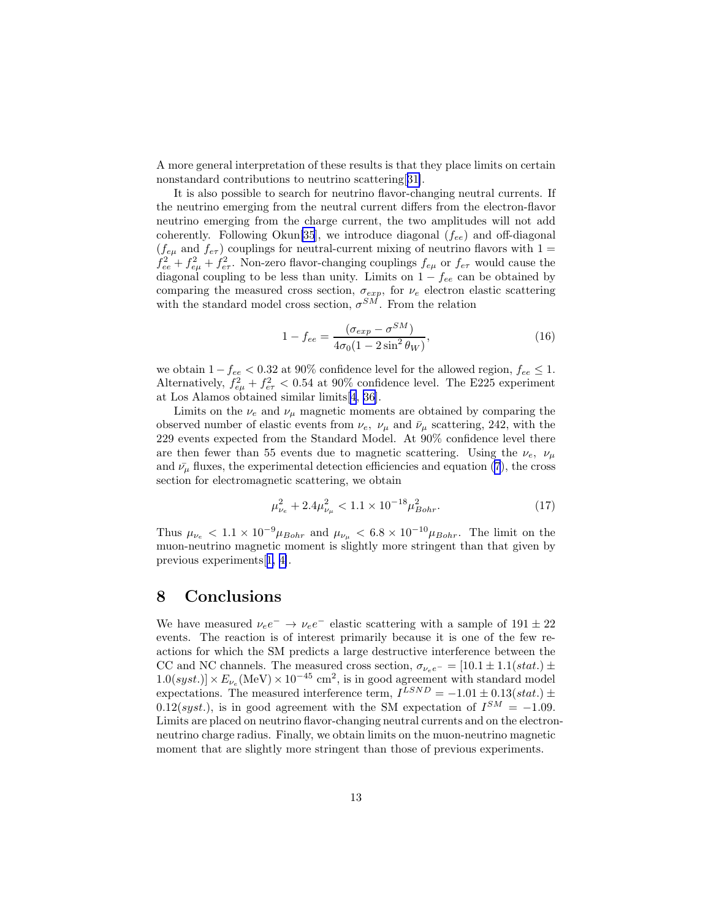A more general interpretation of these results is that they place limits on certain nonstandard contributions to neutrino scattering[31].

It is also possible to search for neutrino flavor-changing neutral currents. If the neutrino emerging from the neutral current differs from the electron-flavor neutrino emerging from the charge current, the two amplitudes will not add coherently. Following Okun[35], we introduce diagonal ($f_{ee}$) and off-diagonal ($f_{e\mu}$ and $f_{e\tau}$) couplings for neutral-current mixing of neutrino flavors with $1 = f_{ee}^2 + f_{e\mu}^2 + f_{e\tau}^2$. Non-zero flavor-changing couplings $f_{e\mu}$ or $f_{e\tau}$ would cause the diagonal coupling to be less than unity. Limits on $1 - f_{ee}$ can be obtained by comparing the measured cross section, $\sigma_{exp}$, for $\nu_e$ electron elastic scattering with the standard model cross section, $\sigma^{SM}$. From the relation

$$1 - f_{ee} = \frac{(\sigma_{exp} - \sigma^{SM})}{4\sigma_0(1 - 2\sin^2\theta_W)}, \tag{16}$$

we obtain $1 - f_{ee} < 0.32$ at 90% confidence level for the allowed region, $f_{ee} \leq 1$. Alternatively, $f_{e\mu}^2 + f_{e\tau}^2 < 0.54$ at 90% confidence level. The E225 experiment at Los Alamos obtained similar limits[4, 36].

Limits on the $\nu_e$ and $\nu_\mu$ magnetic moments are obtained by comparing the observed number of elastic events from $\nu_e$, $\nu_\mu$ and $\bar{\nu}_\mu$ scattering, 242, with the 229 events expected from the Standard Model. At 90% confidence level there are then fewer than 55 events due to magnetic scattering. Using the $\nu_e$, $\nu_\mu$ and $\bar{\nu_\mu}$ fluxes, the experimental detection efficiencies and equation (7), the cross section for electromagnetic scattering, we obtain

$$\mu_{\nu_e}^2 + 2.4\mu_{\nu_\mu}^2 < 1.1 \times 10^{-18}\mu_{Bohr}^2. \tag{17}$$

Thus $\mu_{\nu_e} < 1.1 \times 10^{-9}\mu_{Bohr}$ and $\mu_{\nu_\mu} < 6.8 \times 10^{-10}\mu_{Bohr}$. The limit on the muon-neutrino magnetic moment is slightly more stringent than that given by previous experiments[1, 4].

## 8 Conclusions

We have measured $\nu_e e^- \rightarrow \nu_e e^-$ elastic scattering with a sample of $191 \pm 22$ events. The reaction is of interest primarily because it is one of the few reactions for which the SM predicts a large destructive interference between the CC and NC channels. The measured cross section, $\sigma_{\nu_e e^-} = [10.1 \pm 1.1(stat.) \pm 1.0(syst.)] \times E_{\nu_e}(\text{MeV}) \times 10^{-45}$ cm$^2$, is in good agreement with standard model expectations. The measured interference term, $I^{LSND} = -1.01 \pm 0.13(stat.) \pm 0.12(syst.)$, is in good agreement with the SM expectation of $I^{SM} = -1.09$. Limits are placed on neutrino flavor-changing neutral currents and on the electron-neutrino charge radius. Finally, we obtain limits on the muon-neutrino magnetic moment that are slightly more stringent than those of previous experiments.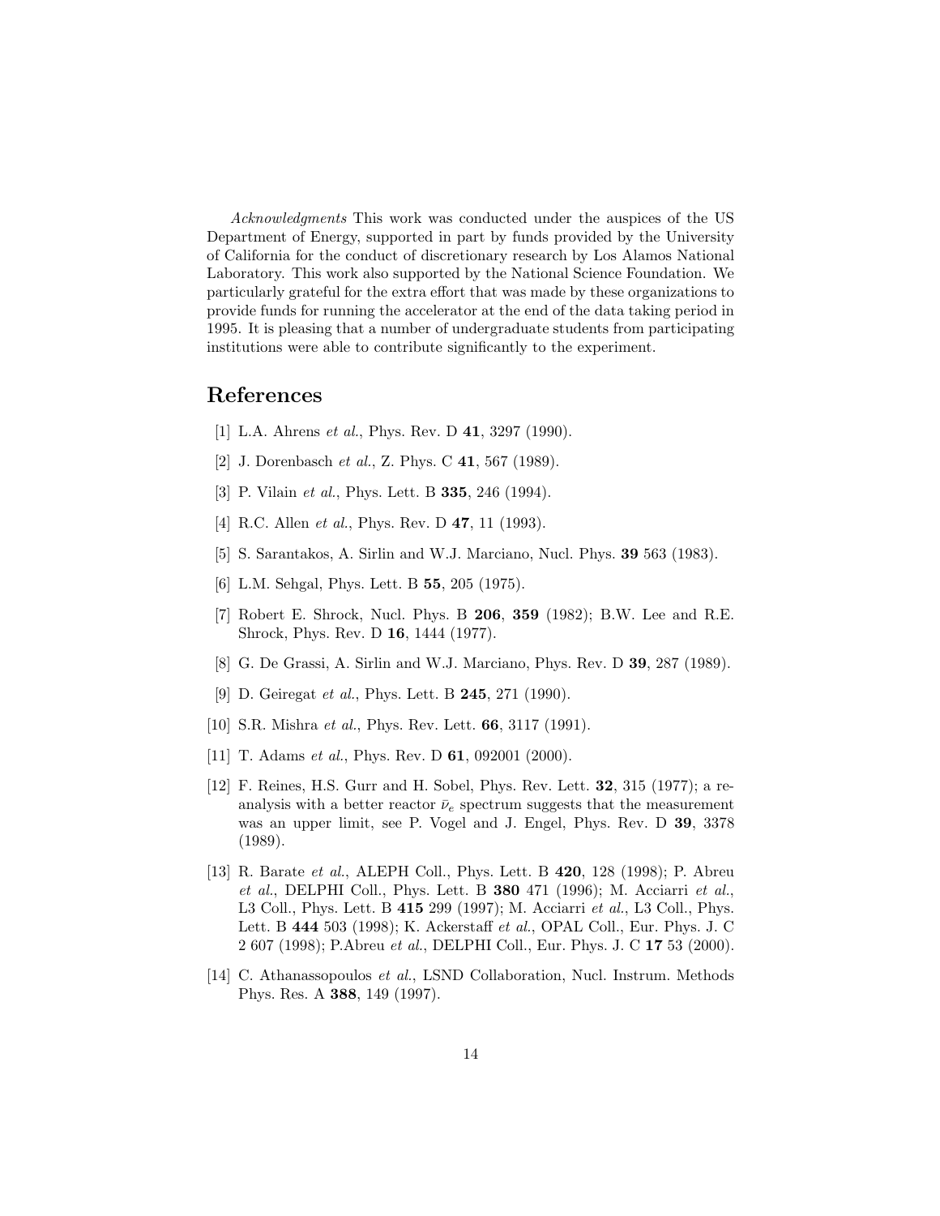*Acknowledgments* This work was conducted under the auspices of the US Department of Energy, supported in part by funds provided by the University of California for the conduct of discretionary research by Los Alamos National Laboratory. This work also supported by the National Science Foundation. We particularly grateful for the extra effort that was made by these organizations to provide funds for running the accelerator at the end of the data taking period in 1995. It is pleasing that a number of undergraduate students from participating institutions were able to contribute significantly to the experiment.

## References

[1] L.A. Ahrens *et al.*, Phys. Rev. D **41**, 3297 (1990).

[2] J. Dorenbasch *et al.*, Z. Phys. C **41**, 567 (1989).

[3] P. Vilain *et al.*, Phys. Lett. B **335**, 246 (1994).

[4] R.C. Allen *et al.*, Phys. Rev. D **47**, 11 (1993).

[5] S. Sarantakos, A. Sirlin and W.J. Marciano, Nucl. Phys. **39** 563 (1983).

[6] L.M. Sehgal, Phys. Lett. B **55**, 205 (1975).

[7] Robert E. Shrock, Nucl. Phys. B **206**, **359** (1982); B.W. Lee and R.E. Shrock, Phys. Rev. D **16**, 1444 (1977).

[8] G. De Grassi, A. Sirlin and W.J. Marciano, Phys. Rev. D **39**, 287 (1989).

[9] D. Geiregat *et al.*, Phys. Lett. B **245**, 271 (1990).

[10] S.R. Mishra *et al.*, Phys. Rev. Lett. **66**, 3117 (1991).

[11] T. Adams *et al.*, Phys. Rev. D **61**, 092001 (2000).

[12] F. Reines, H.S. Gurr and H. Sobel, Phys. Rev. Lett. **32**, 315 (1977); a re-analysis with a better reactor $\bar{\nu}_e$ spectrum suggests that the measurement was an upper limit, see P. Vogel and J. Engel, Phys. Rev. D **39**, 3378 (1989).

[13] R. Barate *et al.*, ALEPH Coll., Phys. Lett. B **420**, 128 (1998); P. Abreu *et al.*, DELPHI Coll., Phys. Lett. B **380** 471 (1996); M. Acciarri *et al.*, L3 Coll., Phys. Lett. B **415** 299 (1997); M. Acciarri *et al.*, L3 Coll., Phys. Lett. B **444** 503 (1998); K. Ackerstaff *et al.*, OPAL Coll., Eur. Phys. J. C 2 607 (1998); P.Abreu *et al.*, DELPHI Coll., Eur. Phys. J. C **17** 53 (2000).

[14] C. Athanassopoulos *et al.*, LSND Collaboration, Nucl. Instrum. Methods Phys. Res. A **388**, 149 (1997).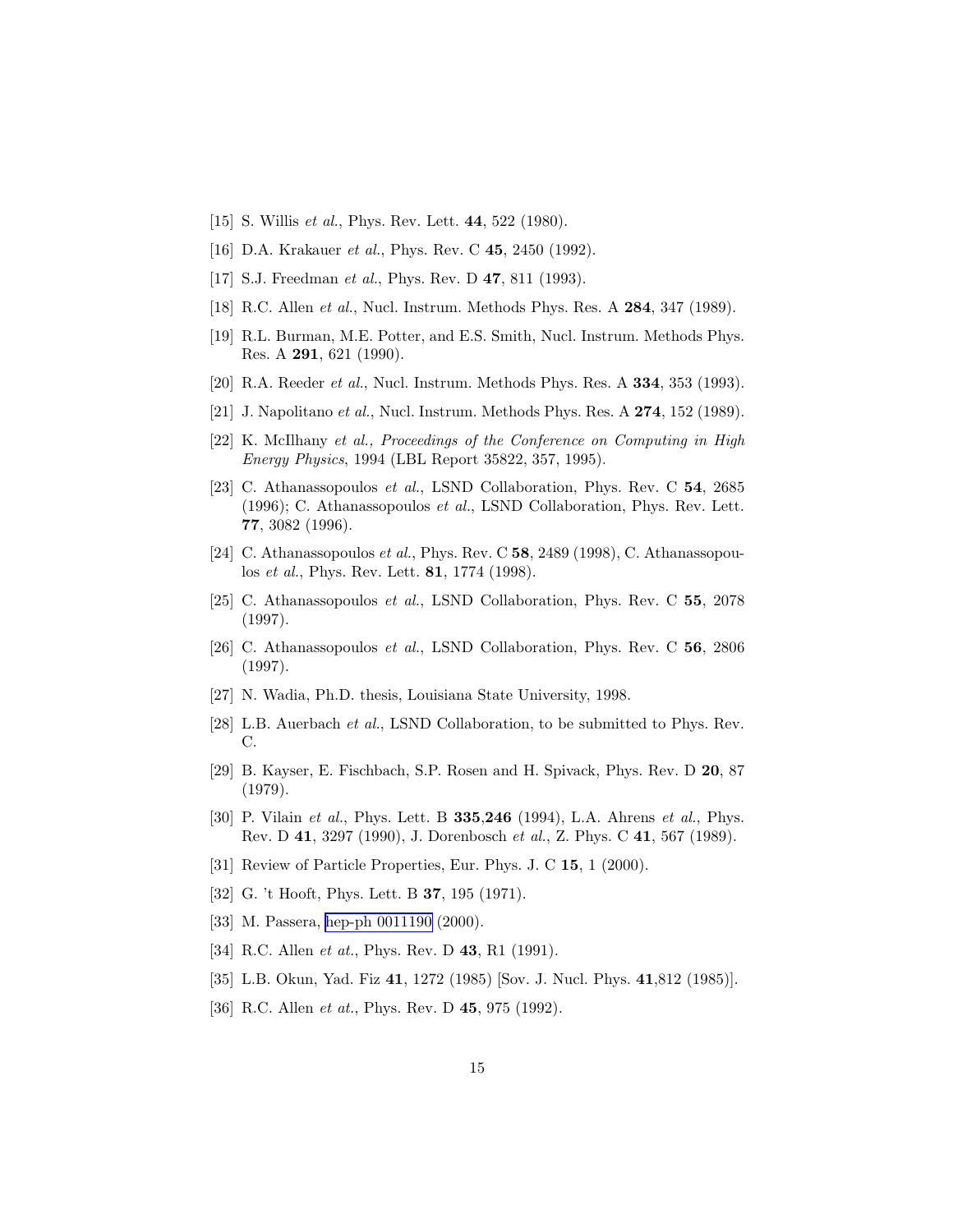[15] S. Willis *et al.*, Phys. Rev. Lett. **44**, 522 (1980).

[16] D.A. Krakauer *et al.*, Phys. Rev. C **45**, 2450 (1992).

[17] S.J. Freedman *et al.*, Phys. Rev. D **47**, 811 (1993).

[18] R.C. Allen *et al.*, Nucl. Instrum. Methods Phys. Res. A **284**, 347 (1989).

[19] R.L. Burman, M.E. Potter, and E.S. Smith, Nucl. Instrum. Methods Phys. Res. A **291**, 621 (1990).

[20] R.A. Reeder *et al.*, Nucl. Instrum. Methods Phys. Res. A **334**, 353 (1993).

[21] J. Napolitano *et al.*, Nucl. Instrum. Methods Phys. Res. A **274**, 152 (1989).

[22] K. McIlhany *et al., Proceedings of the Conference on Computing in High Energy Physics*, 1994 (LBL Report 35822, 357, 1995).

[23] C. Athanassopoulos *et al.*, LSND Collaboration, Phys. Rev. C **54**, 2685 (1996); C. Athanassopoulos *et al.*, LSND Collaboration, Phys. Rev. Lett. **77**, 3082 (1996).

[24] C. Athanassopoulos *et al.*, Phys. Rev. C **58**, 2489 (1998), C. Athanassopoulos *et al.*, Phys. Rev. Lett. **81**, 1774 (1998).

[25] C. Athanassopoulos *et al.*, LSND Collaboration, Phys. Rev. C **55**, 2078 (1997).

[26] C. Athanassopoulos *et al.*, LSND Collaboration, Phys. Rev. C **56**, 2806 (1997).

[27] N. Wadia, Ph.D. thesis, Louisiana State University, 1998.

[28] L.B. Auerbach *et al.*, LSND Collaboration, to be submitted to Phys. Rev. C.

[29] B. Kayser, E. Fischbach, S.P. Rosen and H. Spivack, Phys. Rev. D **20**, 87 (1979).

[30] P. Vilain *et al.*, Phys. Lett. B **335**,**246** (1994), L.A. Ahrens *et al.*, Phys. Rev. D **41**, 3297 (1990), J. Dorenbosch *et al.*, Z. Phys. C **41**, 567 (1989).

[31] Review of Particle Properties, Eur. Phys. J. C **15**, 1 (2000).

[32] G. 't Hooft, Phys. Lett. B **37**, 195 (1971).

[33] M. Passera, hep-ph 0011190 (2000).

[34] R.C. Allen *et at.*, Phys. Rev. D **43**, R1 (1991).

[35] L.B. Okun, Yad. Fiz **41**, 1272 (1985) [Sov. J. Nucl. Phys. **41**,812 (1985)].

[36] R.C. Allen *et at.*, Phys. Rev. D **45**, 975 (1992).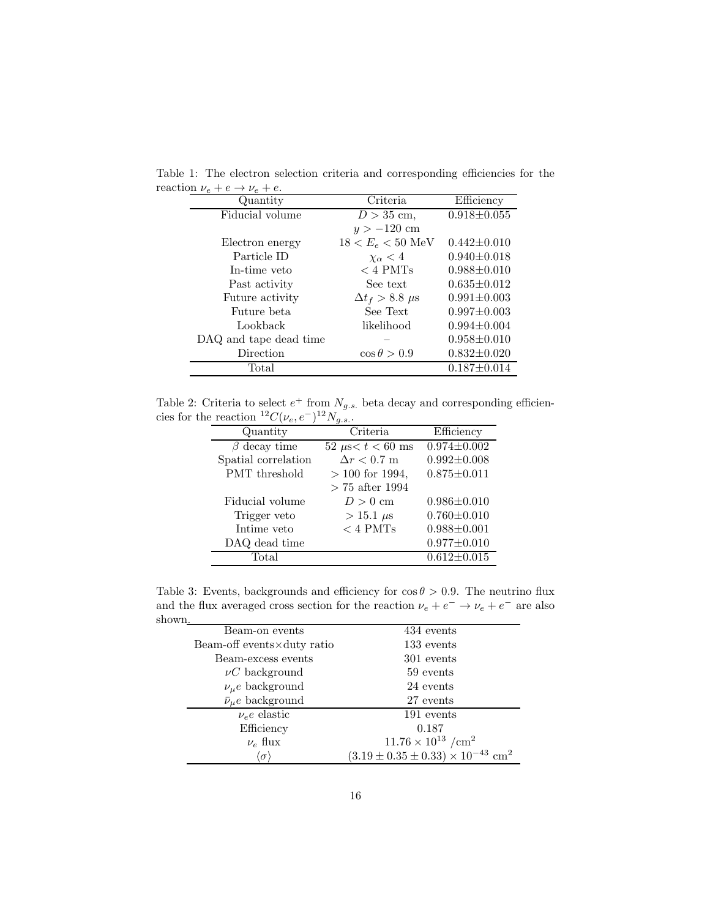Table 1: The electron selection criteria and corresponding efficiencies for the reaction $\nu_e + e \rightarrow \nu_e + e$.

| Quantity | Criteria | Efficiency |
|---|---|---|
| Fiducial volume | $D > 35$ cm, $y > -120$ cm | $0.918 \pm 0.055$ |
| Electron energy | $18 < E_e < 50$ MeV | $0.442 \pm 0.010$ |
| Particle ID | $\chi_\alpha < 4$ | $0.940 \pm 0.018$ |
| In-time veto | $< 4$ PMTs | $0.988 \pm 0.010$ |
| Past activity | See text | $0.635 \pm 0.012$ |
| Future activity | $\Delta t_f > 8.8$ $\mu$s | $0.991 \pm 0.003$ |
| Future beta | See Text | $0.997 \pm 0.003$ |
| Lookback | likelihood | $0.994 \pm 0.004$ |
| DAQ and tape dead time | – | $0.958 \pm 0.010$ |
| Direction | $\cos\theta > 0.9$ | $0.832 \pm 0.020$ |
| Total | | $0.187 \pm 0.014$ |

Table 2: Criteria to select $e^+$ from $N_{g.s.}$ beta decay and corresponding efficiencies for the reaction $^{12}C(\nu_e, e^-)^{12}N_{g.s.}$.

| Quantity | Criteria | Efficiency |
|---|---|---|
| $\beta$ decay time | $52$ $\mu$s$< t < 60$ ms | $0.974 \pm 0.002$ |
| Spatial correlation | $\Delta r < 0.7$ m | $0.992 \pm 0.008$ |
| PMT threshold | $> 100$ for 1994, $> 75$ after 1994 | $0.875 \pm 0.011$ |
| Fiducial volume | $D > 0$ cm | $0.986 \pm 0.010$ |
| Trigger veto | $> 15.1$ $\mu$s | $0.760 \pm 0.010$ |
| Intime veto | $< 4$ PMTs | $0.988 \pm 0.001$ |
| DAQ dead time | | $0.977 \pm 0.010$ |
| Total | | $0.612 \pm 0.015$ |

Table 3: Events, backgrounds and efficiency for $\cos\theta > 0.9$. The neutrino flux and the flux averaged cross section for the reaction $\nu_e + e^- \rightarrow \nu_e + e^-$ are also shown.

| | |
|---|---|
| Beam-on events | 434 events |
| Beam-off events×duty ratio | 133 events |
| Beam-excess events | 301 events |
| $\nu C$ background | 59 events |
| $\nu_\mu e$ background | 24 events |
| $\bar{\nu}_\mu e$ background | 27 events |
| $\nu_e e$ elastic | 191 events |
| Efficiency | 0.187 |
| $\nu_e$ flux | $11.76 \times 10^{13}$ /cm$^2$ |
| $\langle\sigma\rangle$ | $(3.19 \pm 0.35 \pm 0.33) \times 10^{-43}$ cm$^2$ |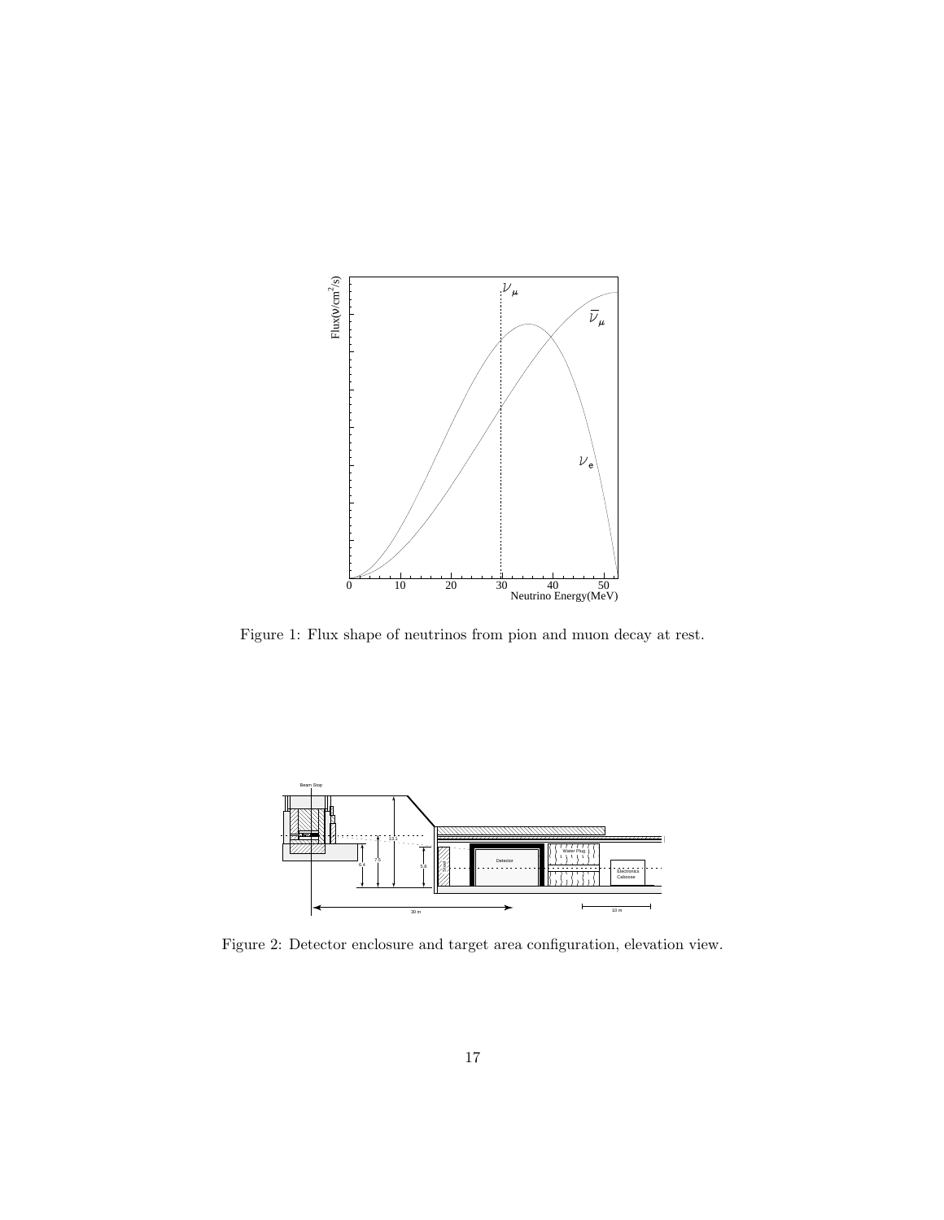Figure 1: Flux shape of neutrinos from pion and muon decay at rest.

Figure 2: Detector enclosure and target area configuration, elevation view.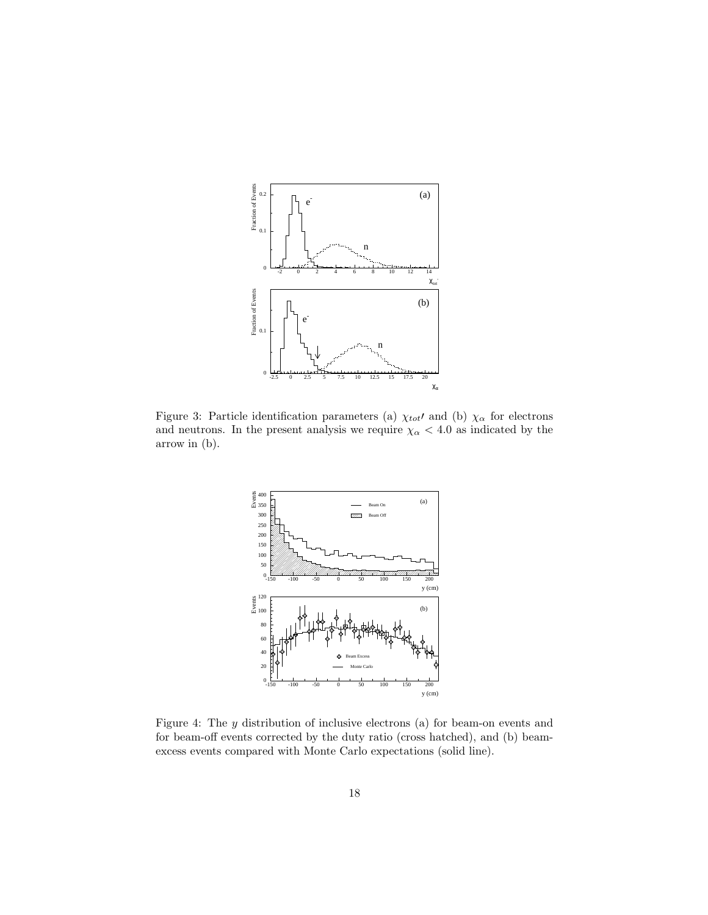Figure 3: Particle identification parameters (a) $\chi_{tot'}$ and (b) $\chi_\alpha$ for electrons and neutrons. In the present analysis we require $\chi_\alpha < 4.0$ as indicated by the arrow in (b).

Figure 4: The $y$ distribution of inclusive electrons (a) for beam-on events and for beam-off events corrected by the duty ratio (cross hatched), and (b) beam-excess events compared with Monte Carlo expectations (solid line).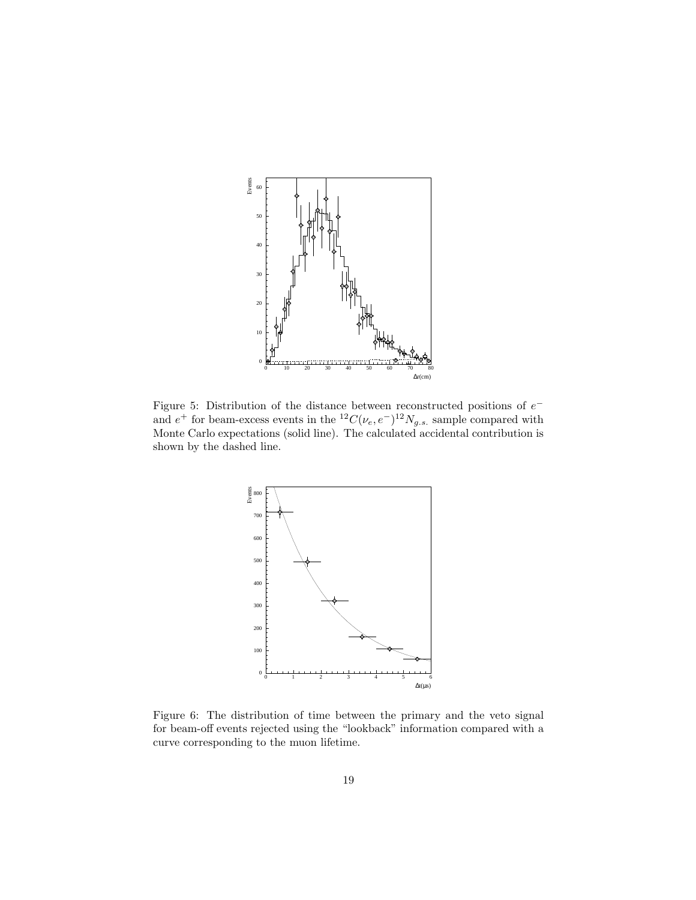Figure 5: Distribution of the distance between reconstructed positions of $e^-$ and $e^+$ for beam-excess events in the $^{12}C(\nu_e, e^-)^{12}N_{g.s.}$ sample compared with Monte Carlo expectations (solid line). The calculated accidental contribution is shown by the dashed line.

Figure 6: The distribution of time between the primary and the veto signal for beam-off events rejected using the "lookback" information compared with a curve corresponding to the muon lifetime.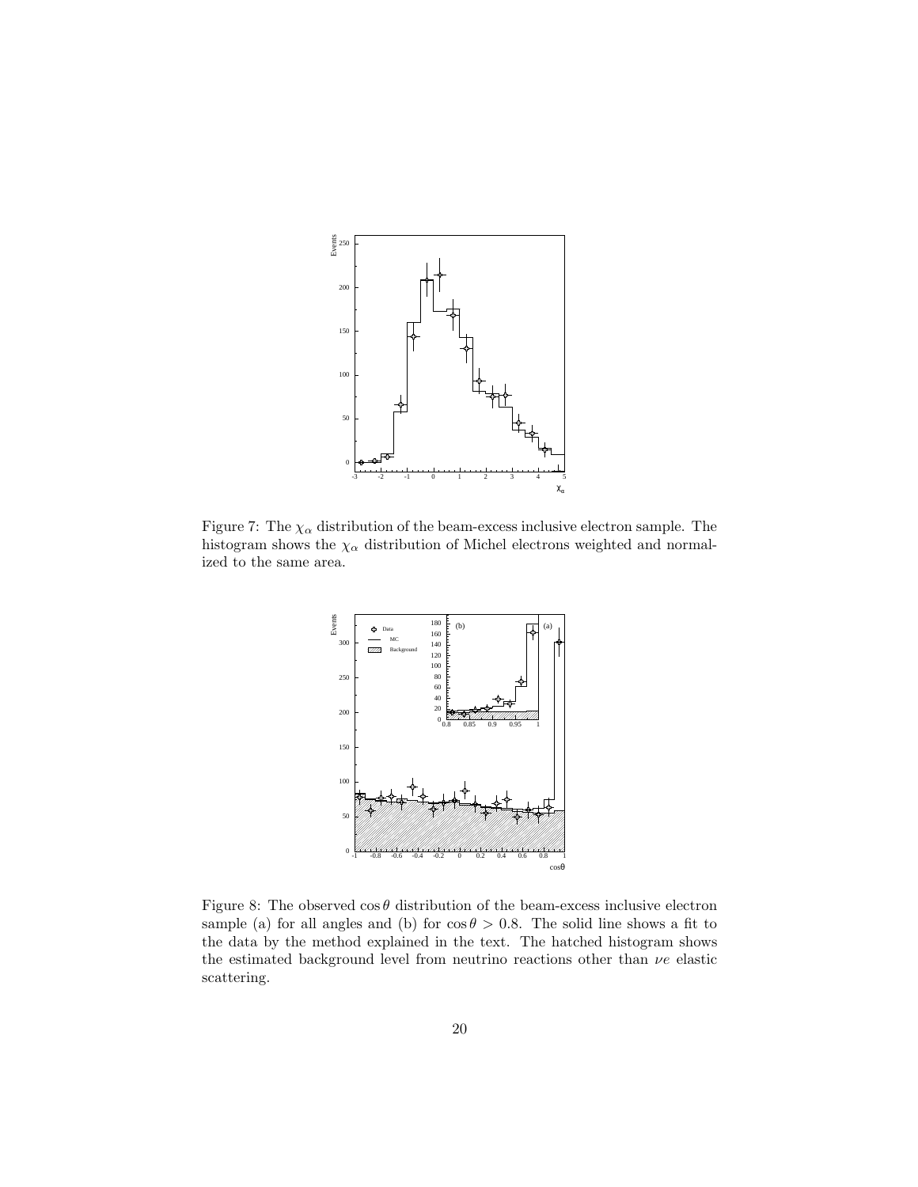Figure 7: The $\chi_\alpha$ distribution of the beam-excess inclusive electron sample. The histogram shows the $\chi_\alpha$ distribution of Michel electrons weighted and normalized to the same area.

Figure 8: The observed $\cos\theta$ distribution of the beam-excess inclusive electron sample (a) for all angles and (b) for $\cos\theta > 0.8$. The solid line shows a fit to the data by the method explained in the text. The hatched histogram shows the estimated background level from neutrino reactions other than $\nu e$ elastic scattering.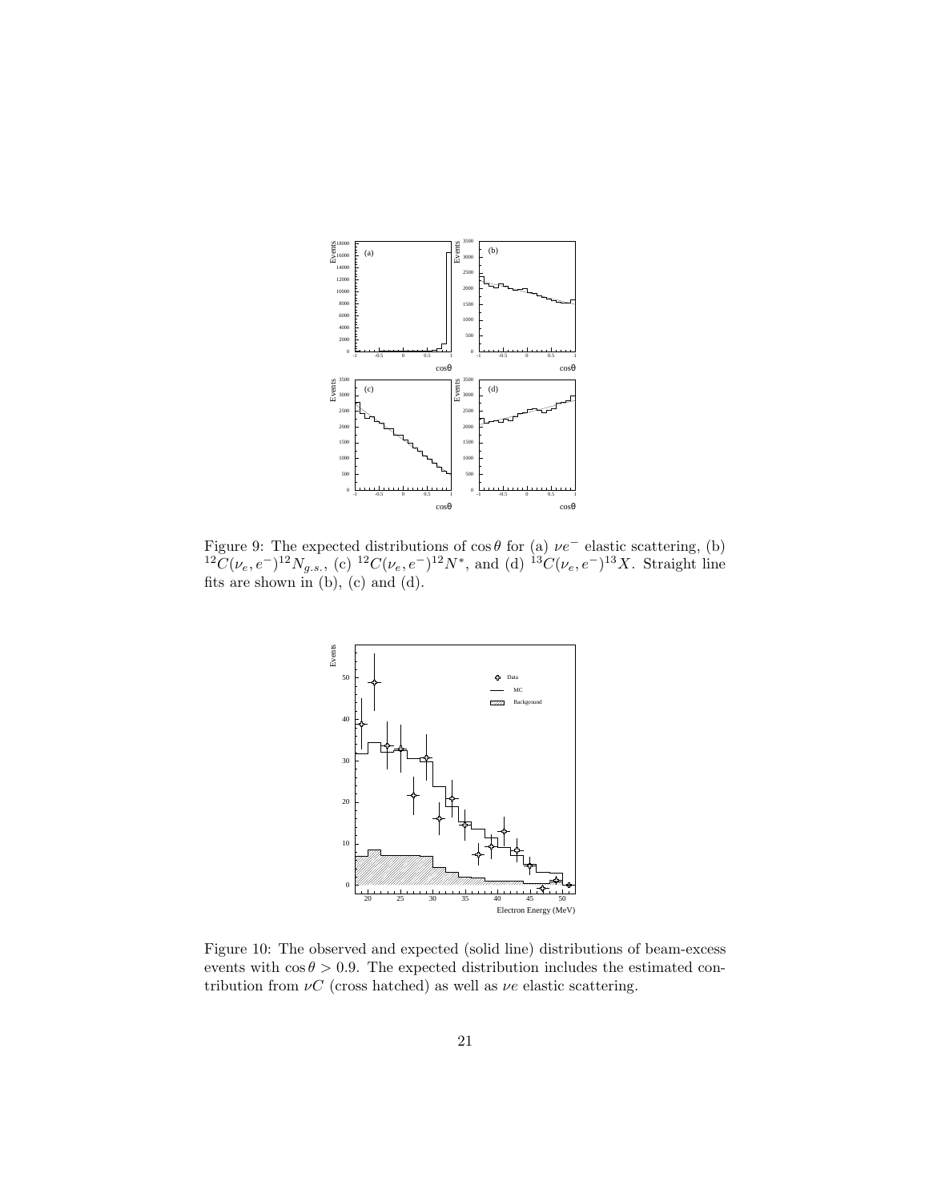Figure 9: The expected distributions of $\cos\theta$ for (a) $\nu e^-$ elastic scattering, (b) $^{12}C(\nu_e, e^-)^{12}N_{g.s.}$, (c) $^{12}C(\nu_e, e^-)^{12}N^*$, and (d) $^{13}C(\nu_e, e^-)^{13}X$. Straight line fits are shown in (b), (c) and (d).

Figure 10: The observed and expected (solid line) distributions of beam-excess events with $\cos\theta > 0.9$. The expected distribution includes the estimated contribution from $\nu C$ (cross hatched) as well as $\nu e$ elastic scattering.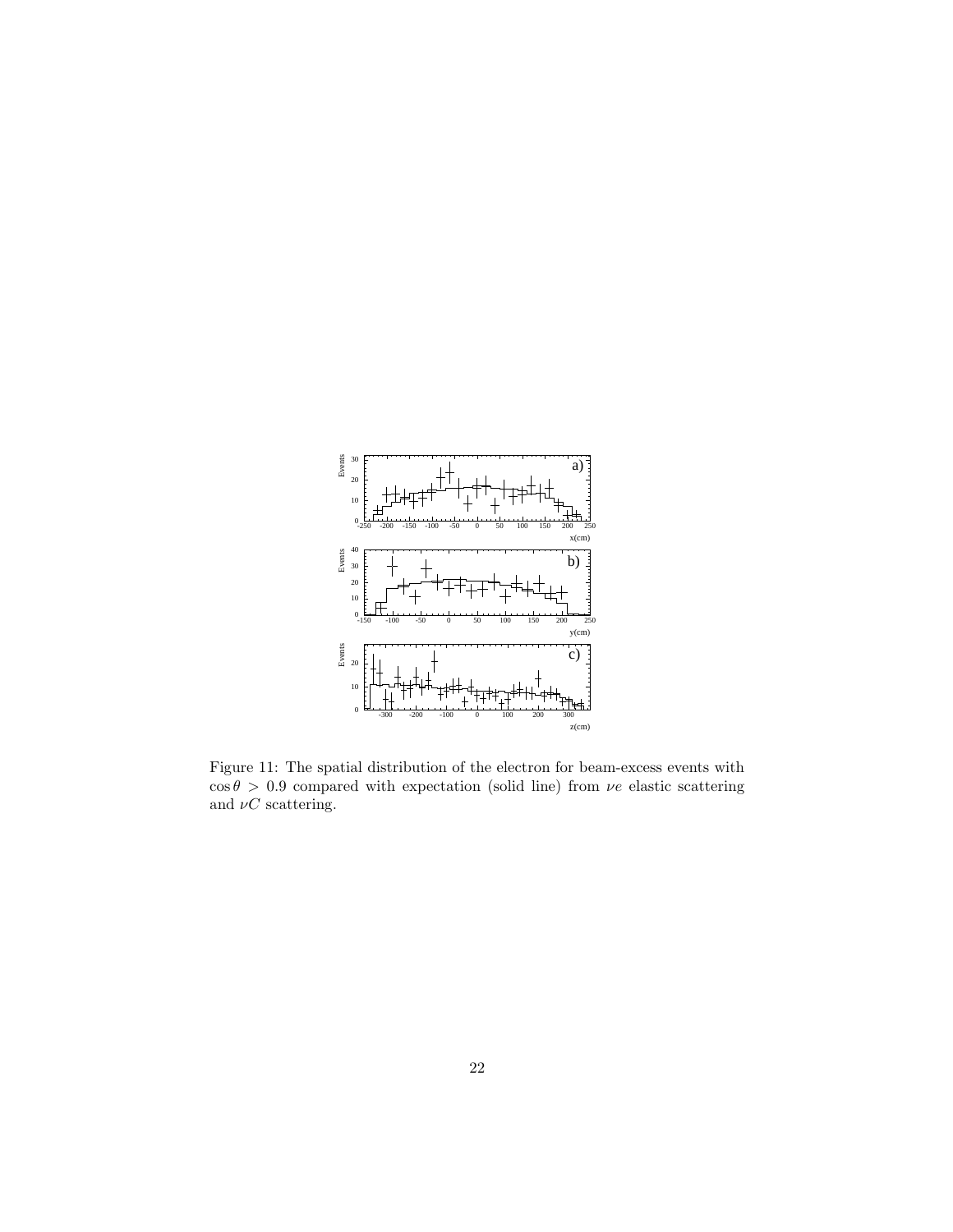a)

Events

30

20

10

0

-250 -200 -150 -100 -50 0 50 100 150 200 250

x(cm)

b)

Events

40

30

20

10

0

-150 -100 -50 0 50 100 150 200 250

y(cm)

c)

Events

20

10

0

-300 -200 -100 0 100 200 300

z(cm)

Figure 11: The spatial distribution of the electron for beam-excess events with $\cos\theta > 0.9$ compared with expectation (solid line) from $\nu e$ elastic scattering and $\nu C$ scattering.